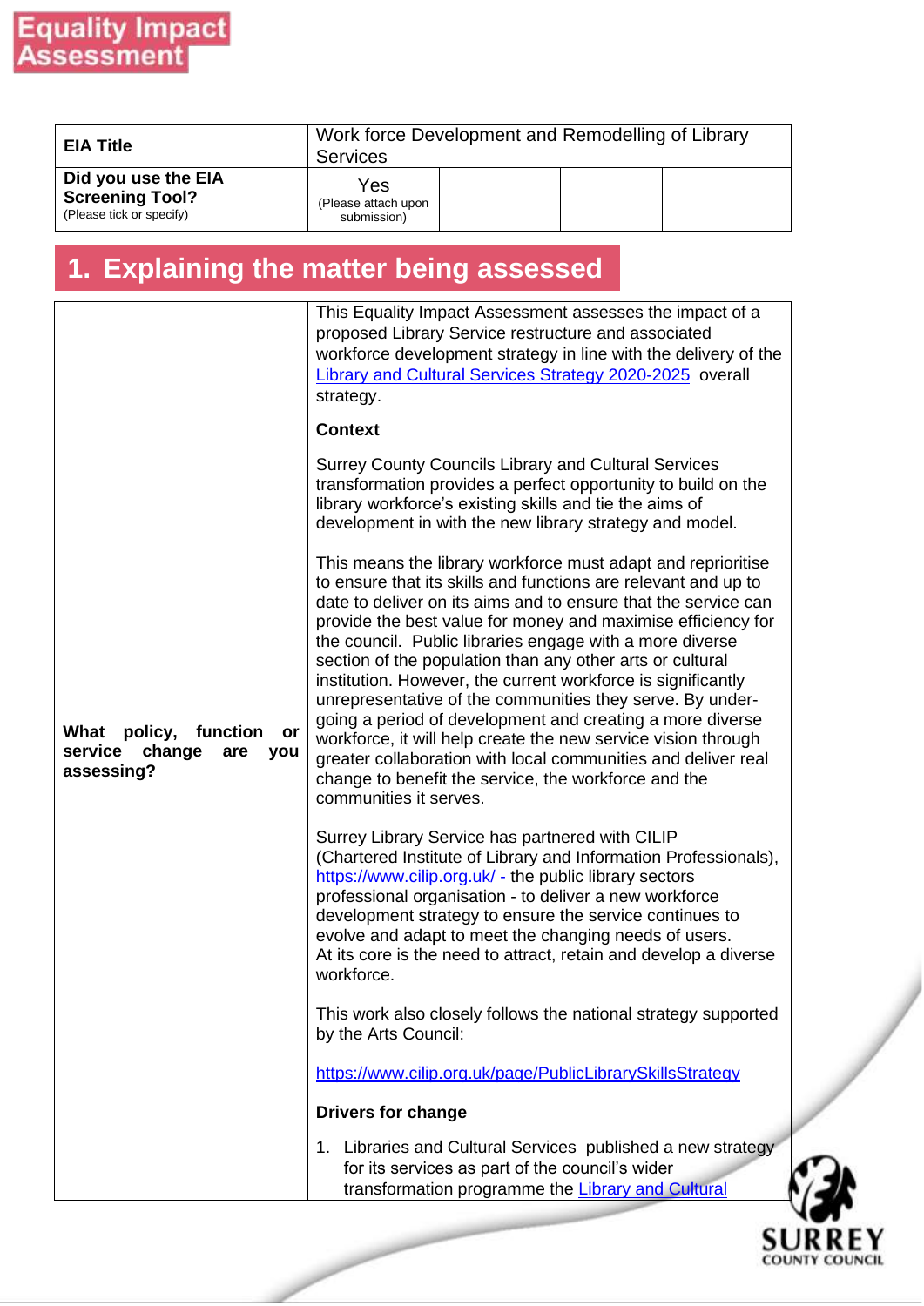# Equality Impact Assessment

| EIA Title | Work force Development and Remodelling of Library Services | | | |
|---|---|---|---|---|
| **Did you use the EIA Screening Tool?** (Please tick or specify) | Yes (Please attach upon submission) | | | |

## 1. Explaining the matter being assessed

| | |
|---|---|
| **What policy, function or service change are you assessing?** | This Equality Impact Assessment assesses the impact of a proposed Library Service restructure and associated workforce development strategy in line with the delivery of the [Library and Cultural Services Strategy 2020-2025](Library and Cultural Services Strategy 2020-2025) overall strategy.<br><br>**Context**<br><br>Surrey County Councils Library and Cultural Services transformation provides a perfect opportunity to build on the library workforce's existing skills and tie the aims of development in with the new library strategy and model.<br><br>This means the library workforce must adapt and reprioritise to ensure that its skills and functions are relevant and up to date to deliver on its aims and to ensure that the service can provide the best value for money and maximise efficiency for the council. Public libraries engage with a more diverse section of the population than any other arts or cultural institution. However, the current workforce is significantly unrepresentative of the communities they serve. By under-going a period of development and creating a more diverse workforce, it will help create the new service vision through greater collaboration with local communities and deliver real change to benefit the service, the workforce and the communities it serves.<br><br>Surrey Library Service has partnered with CILIP (Chartered Institute of Library and Information Professionals), https://www.cilip.org.uk/ - the public library sectors professional organisation - to deliver a new workforce development strategy to ensure the service continues to evolve and adapt to meet the changing needs of users. At its core is the need to attract, retain and develop a diverse workforce.<br><br>This work also closely follows the national strategy supported by the Arts Council:<br><br>https://www.cilip.org.uk/page/PublicLibrarySkillsStrategy<br><br>**Drivers for change**<br><br>1. Libraries and Cultural Services published a new strategy for its services as part of the council's wider transformation programme the Library and Cultural |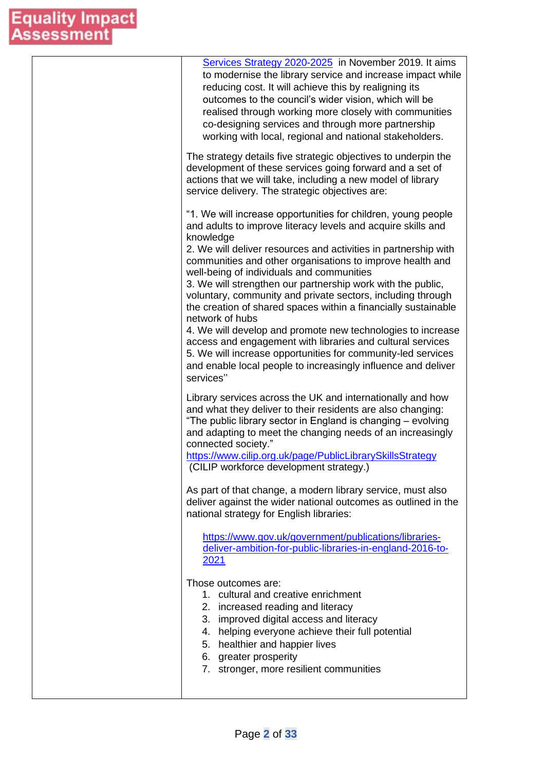| | [Services Strategy 2020-2025](#) in November 2019. It aims to modernise the library service and increase impact while reducing cost. It will achieve this by realigning its outcomes to the council's wider vision, which will be realised through working more closely with communities co-designing services and through more partnership working with local, regional and national stakeholders.<br><br>The strategy details five strategic objectives to underpin the development of these services going forward and a set of actions that we will take, including a new model of library service delivery. The strategic objectives are:<br><br>"1. We will increase opportunities for children, young people and adults to improve literacy levels and acquire skills and knowledge<br>2. We will deliver resources and activities in partnership with communities and other organisations to improve health and well-being of individuals and communities<br>3. We will strengthen our partnership work with the public, voluntary, community and private sectors, including through the creation of shared spaces within a financially sustainable network of hubs<br>4. We will develop and promote new technologies to increase access and engagement with libraries and cultural services<br>5. We will increase opportunities for community-led services and enable local people to increasingly influence and deliver services''<br><br>Library services across the UK and internationally and how and what they deliver to their residents are also changing: "The public library sector in England is changing – evolving and adapting to meet the changing needs of an increasingly connected society."<br>https://www.cilip.org.uk/page/PublicLibrarySkillsStrategy<br>(CILIP workforce development strategy.)<br><br>As part of that change, a modern library service, must also deliver against the wider national outcomes as outlined in the national strategy for English libraries:<br><br>https://www.gov.uk/government/publications/libraries-deliver-ambition-for-public-libraries-in-england-2016-to-2021<br><br>Those outcomes are:<br>1. cultural and creative enrichment<br>2. increased reading and literacy<br>3. improved digital access and literacy<br>4. helping everyone achieve their full potential<br>5. healthier and happier lives<br>6. greater prosperity<br>7. stronger, more resilient communities |
|---|---|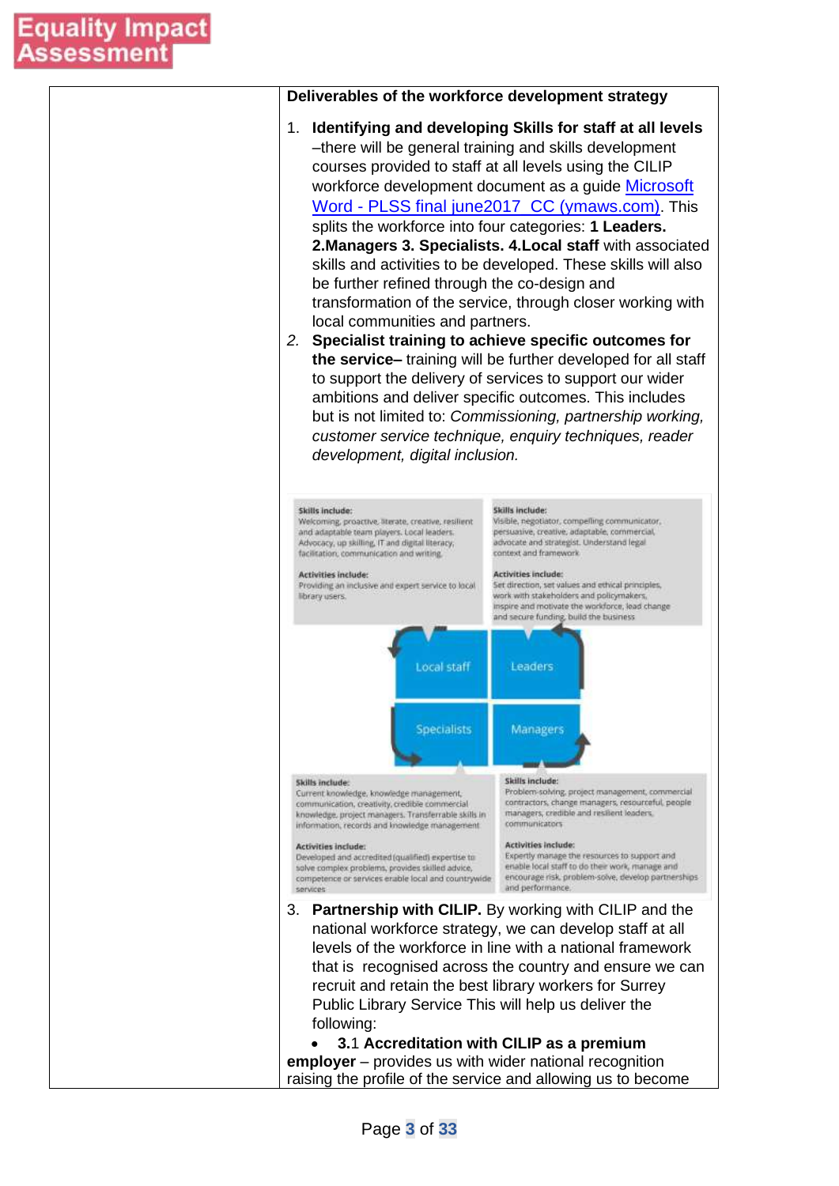| | **Deliverables of the workforce development strategy** |
|---|---|
| | 1. **Identifying and developing Skills for staff at all levels** –there will be general training and skills development courses provided to staff at all levels using the CILIP workforce development document as a guide [Microsoft Word - PLSS final june2017 CC (ymaws.com)](). This splits the workforce into four categories: **1 Leaders. 2.Managers 3. Specialists. 4.Local staff** with associated skills and activities to be developed. These skills will also be further refined through the co-design and transformation of the service, through closer working with local communities and partners.<br>2. **Specialist training to achieve specific outcomes for the service–** training will be further developed for all staff to support the delivery of services to support our wider ambitions and deliver specific outcomes. This includes but is not limited to: *Commissioning, partnership working, customer service technique, enquiry techniques, reader development, digital inclusion.*<br><br>**Local staff** – Skills include: Welcoming, proactive, literate, creative, resilient and adaptable team players. Local leaders. Advocacy, up skilling, IT and digital literacy, facilitation, communication and writing. Activities include: Providing an inclusive and expert service to local library users.<br><br>**Leaders** – Skills include: Visible, negotiator, compelling communicator, persuasive, creative, adaptable, commercial, advocate and strategist. Understand legal context and framework. Activities include: Set direction, set values and ethical principles, work with stakeholders and policymakers, inspire and motivate the workforce, lead change and secure funding, build the business.<br><br>**Specialists** – Skills include: Current knowledge, knowledge management, communication, creativity, credible commercial knowledge, project managers. Transferrable skills in information, records and knowledge management. Activities include: Developed and accredited (qualified) expertise to solve complex problems, provides skilled advice, competence or services enable local and countrywide services.<br><br>**Managers** – Skills include: Problem-solving, project management, commercial contractors, change managers, resourceful, people managers, credible and resilient leaders, communicators. Activities include: Expertly manage the resources to support and enable local staff to do their work, manage and encourage risk, problem-solve, develop partnerships and performance.<br><br>3. **Partnership with CILIP.** By working with CILIP and the national workforce strategy, we can develop staff at all levels of the workforce in line with a national framework that is recognised across the country and ensure we can recruit and retain the best library workers for Surrey Public Library Service This will help us deliver the following:<br>• **3.**1 **Accreditation with CILIP as a premium employer** – provides us with wider national recognition raising the profile of the service and allowing us to become |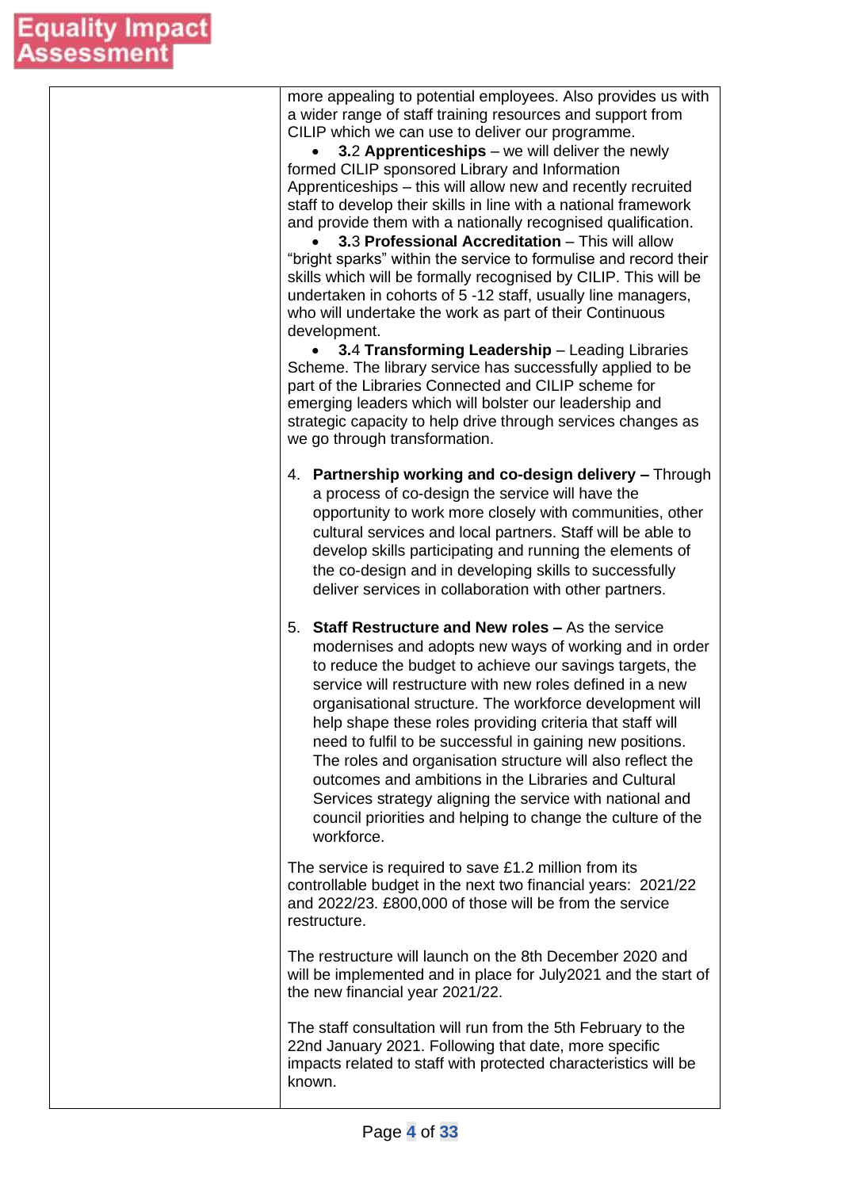| | |
|---|---|
| | more appealing to potential employees. Also provides us with a wider range of staff training resources and support from CILIP which we can use to deliver our programme.<br>• **3.**2 **Apprenticeships** – we will deliver the newly formed CILIP sponsored Library and Information Apprenticeships – this will allow new and recently recruited staff to develop their skills in line with a national framework and provide them with a nationally recognised qualification.<br>• **3.**3 **Professional Accreditation** – This will allow "bright sparks" within the service to formulise and record their skills which will be formally recognised by CILIP. This will be undertaken in cohorts of 5 -12 staff, usually line managers, who will undertake the work as part of their Continuous development.<br>• **3.**4 **Transforming Leadership** – Leading Libraries Scheme. The library service has successfully applied to be part of the Libraries Connected and CILIP scheme for emerging leaders which will bolster our leadership and strategic capacity to help drive through services changes as we go through transformation.<br><br>4. **Partnership working and co-design delivery –** Through a process of co-design the service will have the opportunity to work more closely with communities, other cultural services and local partners. Staff will be able to develop skills participating and running the elements of the co-design and in developing skills to successfully deliver services in collaboration with other partners.<br><br>5. **Staff Restructure and New roles –** As the service modernises and adopts new ways of working and in order to reduce the budget to achieve our savings targets, the service will restructure with new roles defined in a new organisational structure. The workforce development will help shape these roles providing criteria that staff will need to fulfil to be successful in gaining new positions. The roles and organisation structure will also reflect the outcomes and ambitions in the Libraries and Cultural Services strategy aligning the service with national and council priorities and helping to change the culture of the workforce.<br><br>The service is required to save £1.2 million from its controllable budget in the next two financial years: 2021/22 and 2022/23. £800,000 of those will be from the service restructure.<br><br>The restructure will launch on the 8th December 2020 and will be implemented and in place for July2021 and the start of the new financial year 2021/22.<br><br>The staff consultation will run from the 5th February to the 22nd January 2021. Following that date, more specific impacts related to staff with protected characteristics will be known. |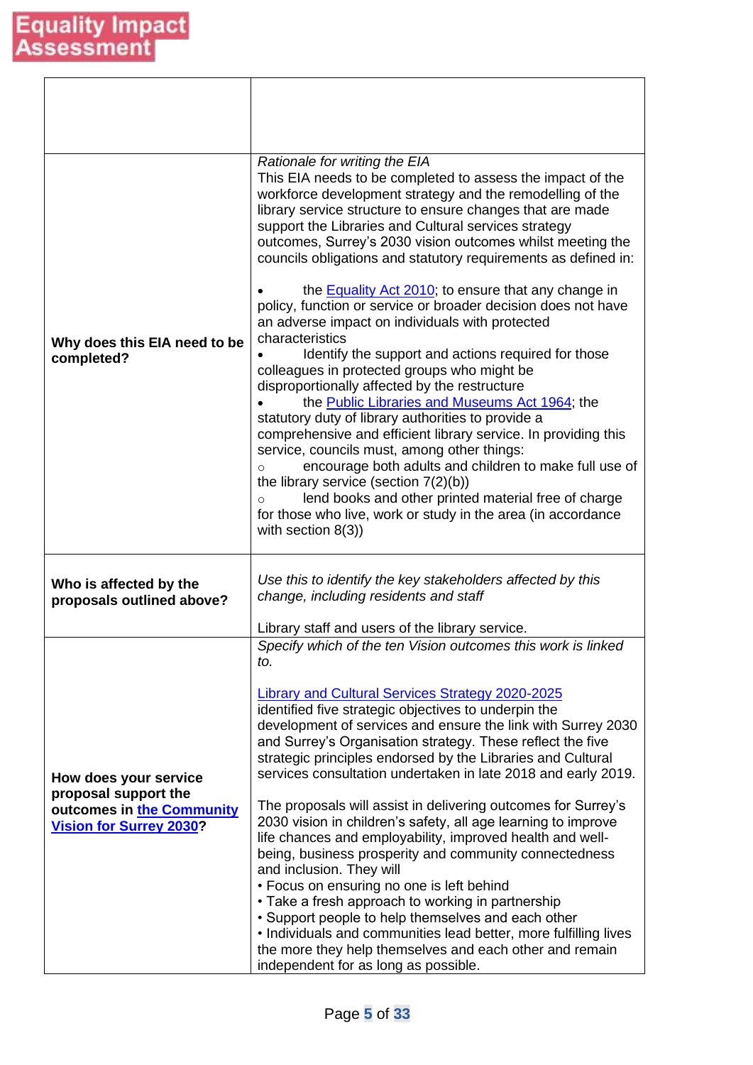| | |
|---|---|
| | |
| **Why does this EIA need to be completed?** | *Rationale for writing the EIA*<br>This EIA needs to be completed to assess the impact of the workforce development strategy and the remodelling of the library service structure to ensure changes that are made support the Libraries and Cultural services strategy outcomes, Surrey's 2030 vision outcomes whilst meeting the councils obligations and statutory requirements as defined in:<br><br>• the Equality Act 2010; to ensure that any change in policy, function or service or broader decision does not have an adverse impact on individuals with protected characteristics<br>• Identify the support and actions required for those colleagues in protected groups who might be disproportionally affected by the restructure<br>• the Public Libraries and Museums Act 1964; the statutory duty of library authorities to provide a comprehensive and efficient library service. In providing this service, councils must, among other things:<br>○ encourage both adults and children to make full use of the library service (section 7(2)(b))<br>○ lend books and other printed material free of charge for those who live, work or study in the area (in accordance with section 8(3)) |
| **Who is affected by the proposals outlined above?** | *Use this to identify the key stakeholders affected by this change, including residents and staff*<br><br>Library staff and users of the library service. |
| **How does your service proposal support the outcomes in the Community Vision for Surrey 2030?** | *Specify which of the ten Vision outcomes this work is linked to.*<br><br>Library and Cultural Services Strategy 2020-2025 identified five strategic objectives to underpin the development of services and ensure the link with Surrey 2030 and Surrey's Organisation strategy. These reflect the five strategic principles endorsed by the Libraries and Cultural services consultation undertaken in late 2018 and early 2019.<br><br>The proposals will assist in delivering outcomes for Surrey's 2030 vision in children's safety, all age learning to improve life chances and employability, improved health and well-being, business prosperity and community connectedness and inclusion. They will<br>• Focus on ensuring no one is left behind<br>• Take a fresh approach to working in partnership<br>• Support people to help themselves and each other<br>• Individuals and communities lead better, more fulfilling lives the more they help themselves and each other and remain independent for as long as possible. |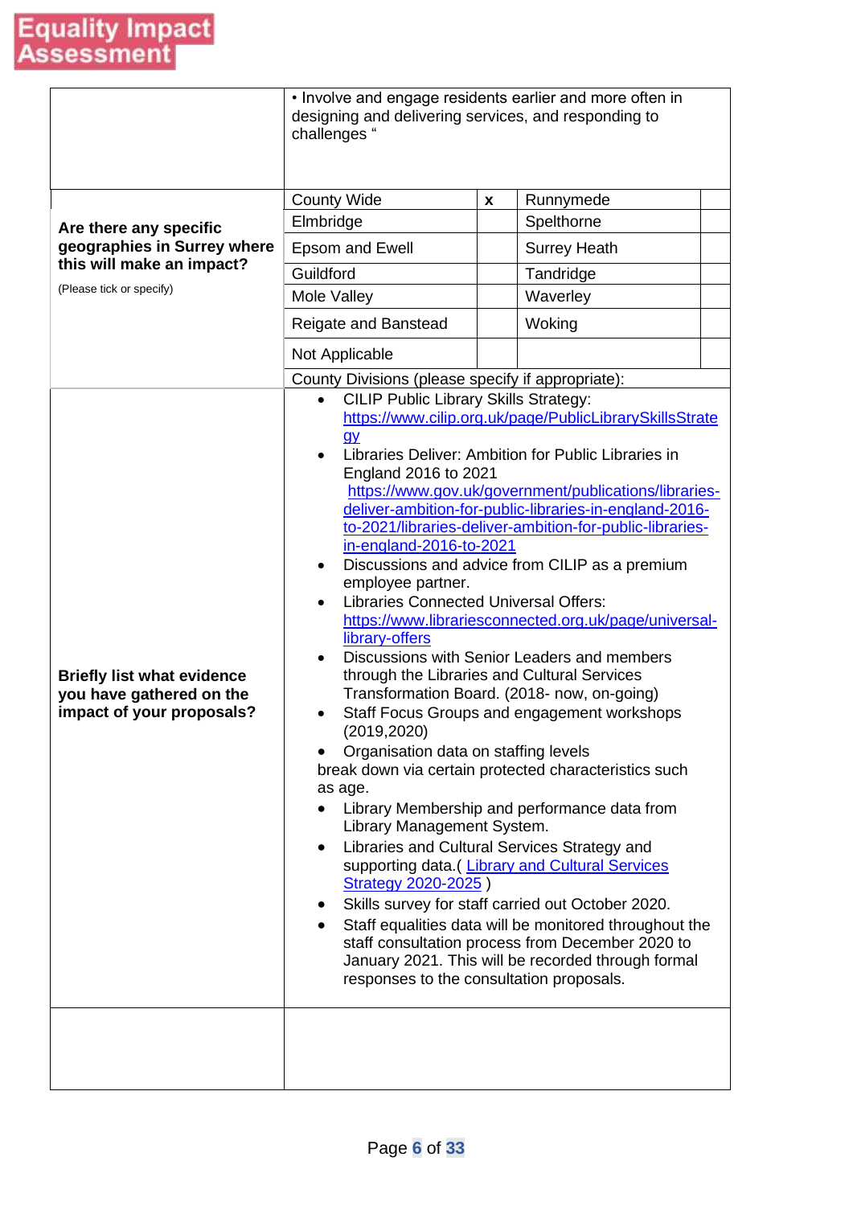# Equality Impact Assessment

| | | | | |
|---|---|---|---|---|
| | • Involve and engage residents earlier and more often in designing and delivering services, and responding to challenges " | | | |
| **Are there any specific geographies in Surrey where this will make an impact?** (Please tick or specify) | County Wide | x | Runnymede | |
| | Elmbridge | | Spelthorne | |
| | Epsom and Ewell | | Surrey Heath | |
| | Guildford | | Tandridge | |
| | Mole Valley | | Waverley | |
| | Reigate and Banstead | | Woking | |
| | Not Applicable | | | |
| | County Divisions (please specify if appropriate): | | | |
| **Briefly list what evidence you have gathered on the impact of your proposals?** | • CILIP Public Library Skills Strategy: https://www.cilip.org.uk/page/PublicLibrarySkillsStrategy<br>• Libraries Deliver: Ambition for Public Libraries in England 2016 to 2021 https://www.gov.uk/government/publications/libraries-deliver-ambition-for-public-libraries-in-england-2016-to-2021/libraries-deliver-ambition-for-public-libraries-in-england-2016-to-2021<br>• Discussions and advice from CILIP as a premium employee partner.<br>• Libraries Connected Universal Offers: https://www.librariesconnected.org.uk/page/universal-library-offers<br>• Discussions with Senior Leaders and members through the Libraries and Cultural Services Transformation Board. (2018- now, on-going)<br>• Staff Focus Groups and engagement workshops (2019,2020)<br>• Organisation data on staffing levels break down via certain protected characteristics such as age.<br>• Library Membership and performance data from Library Management System.<br>• Libraries and Cultural Services Strategy and supporting data.( Library and Cultural Services Strategy 2020-2025 )<br>• Skills survey for staff carried out October 2020.<br>• Staff equalities data will be monitored throughout the staff consultation process from December 2020 to January 2021. This will be recorded through formal responses to the consultation proposals. | | | |
| | | | | |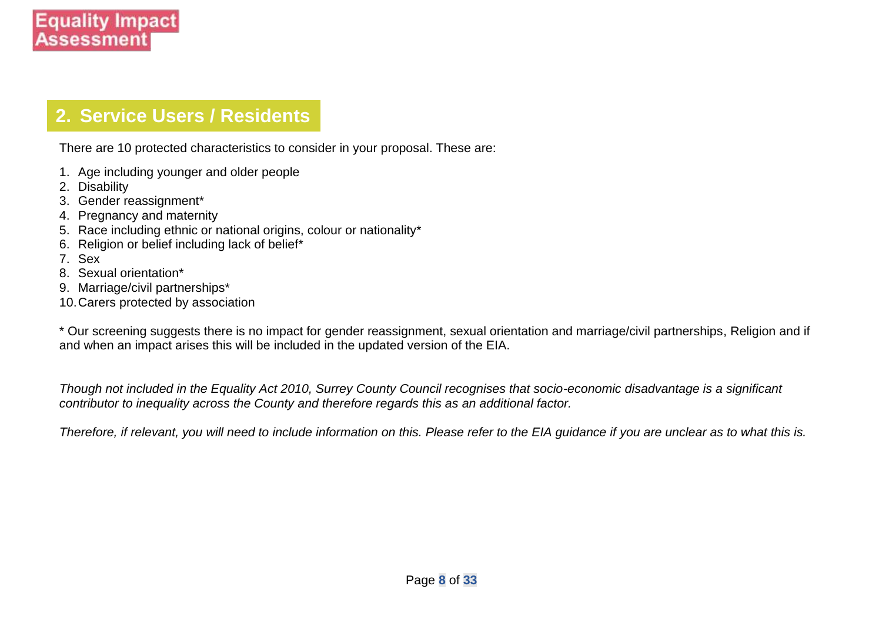## 2. Service Users / Residents

There are 10 protected characteristics to consider in your proposal. These are:

1. Age including younger and older people
2. Disability
3. Gender reassignment*
4. Pregnancy and maternity
5. Race including ethnic or national origins, colour or nationality*
6. Religion or belief including lack of belief*
7. Sex
8. Sexual orientation*
9. Marriage/civil partnerships*
10. Carers protected by association

* Our screening suggests there is no impact for gender reassignment, sexual orientation and marriage/civil partnerships, Religion and if and when an impact arises this will be included in the updated version of the EIA.

*Though not included in the Equality Act 2010, Surrey County Council recognises that socio-economic disadvantage is a significant contributor to inequality across the County and therefore regards this as an additional factor.*

*Therefore, if relevant, you will need to include information on this. Please refer to the EIA guidance if you are unclear as to what this is.*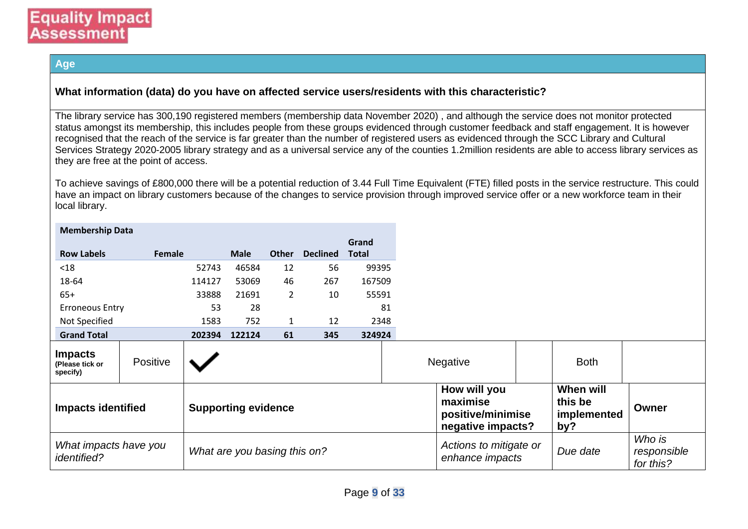# Equality Impact Assessment

## Age

**What information (data) do you have on affected service users/residents with this characteristic?**

The library service has 300,190 registered members (membership data November 2020) , and although the service does not monitor protected status amongst its membership, this includes people from these groups evidenced through customer feedback and staff engagement. It is however recognised that the reach of the service is far greater than the number of registered users as evidenced through the SCC Library and Cultural Services Strategy 2020-2005 library strategy and as a universal service any of the counties 1.2million residents are able to access library services as they are free at the point of access.

To achieve savings of £800,000 there will be a potential reduction of 3.44 Full Time Equivalent (FTE) filled posts in the service restructure. This could have an impact on library customers because of the changes to service provision through improved service offer or a new workforce team in their local library.

**Membership Data**

| Row Labels | Female | Male | Other | Declined | Grand Total |
|---|---|---|---|---|---|
| <18 | 52743 | 46584 | 12 | 56 | 99395 |
| 18-64 | 114127 | 53069 | 46 | 267 | 167509 |
| 65+ | 33888 | 21691 | 2 | 10 | 55591 |
| Erroneous Entry | 53 | 28 | | | 81 |
| Not Specified | 1583 | 752 | 1 | 12 | 2348 |
| **Grand Total** | **202394** | **122124** | **61** | **345** | **324924** |

| **Impacts** (Please tick or specify) | Positive | ✔ | Negative | | Both | |
|---|---|---|---|---|---|---|

| **Impacts identified** | **Supporting evidence** | **How will you maximise positive/minimise negative impacts?** | **When will this be implemented by?** | **Owner** |
|---|---|---|---|---|
| *What impacts have you identified?* | *What are you basing this on?* | *Actions to mitigate or enhance impacts* | *Due date* | *Who is responsible for this?* |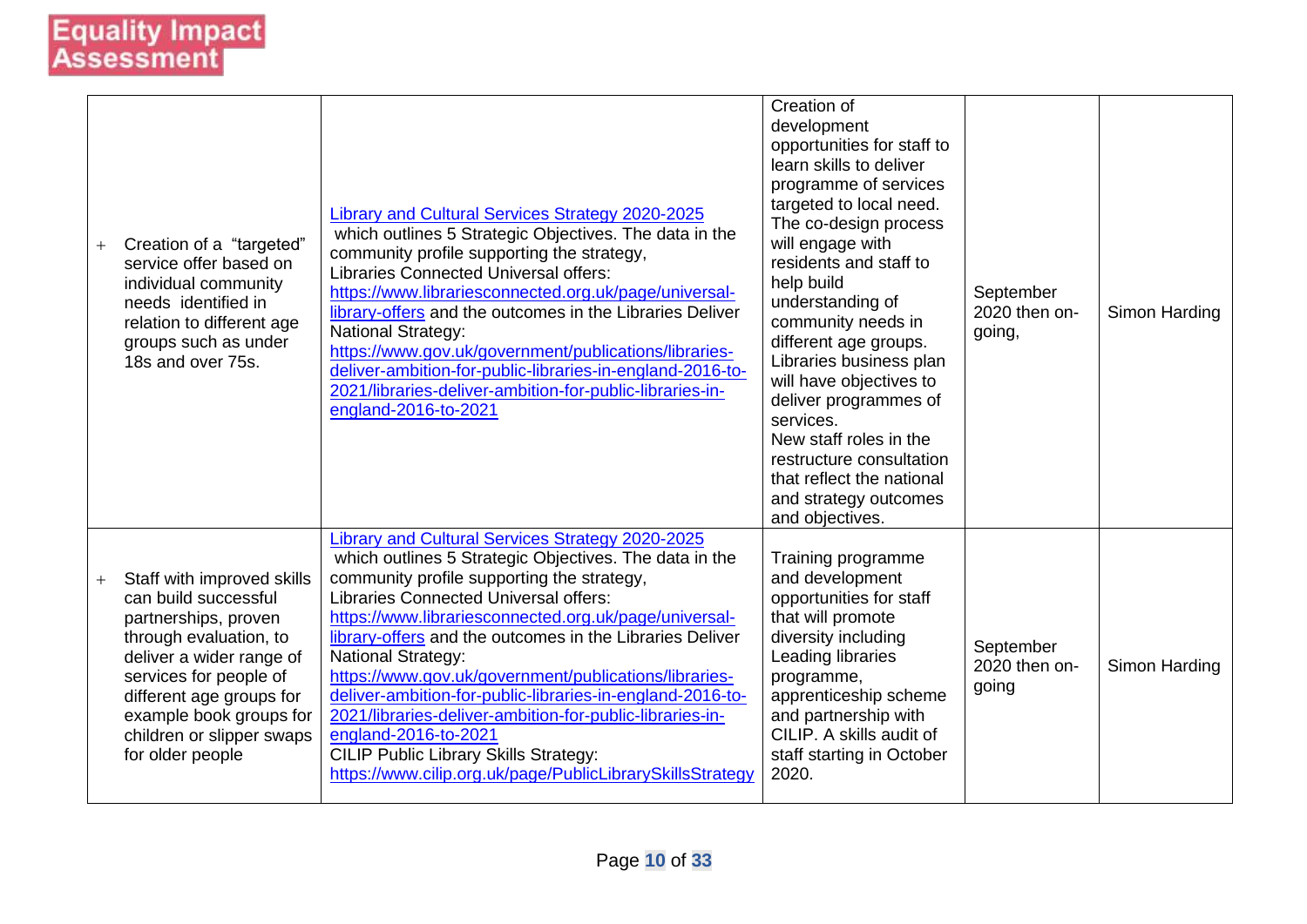**Equality Impact Assessment**

| | | | | |
|---|---|---|---|---|
| + Creation of a "targeted" service offer based on individual community needs identified in relation to different age groups such as under 18s and over 75s. | [Library and Cultural Services Strategy 2020-2025](#) which outlines 5 Strategic Objectives. The data in the community profile supporting the strategy, Libraries Connected Universal offers: https://www.librariesconnected.org.uk/page/universal-library-offers and the outcomes in the Libraries Deliver National Strategy: https://www.gov.uk/government/publications/libraries-deliver-ambition-for-public-libraries-in-england-2016-to-2021/libraries-deliver-ambition-for-public-libraries-in-england-2016-to-2021 | Creation of development opportunities for staff to learn skills to deliver programme of services targeted to local need. The co-design process will engage with residents and staff to help build understanding of community needs in different age groups. Libraries business plan will have objectives to deliver programmes of services. New staff roles in the restructure consultation that reflect the national and strategy outcomes and objectives. | September 2020 then on-going, | Simon Harding |
| + Staff with improved skills can build successful partnerships, proven through evaluation, to deliver a wider range of services for people of different age groups for example book groups for children or slipper swaps for older people | [Library and Cultural Services Strategy 2020-2025](#) which outlines 5 Strategic Objectives. The data in the community profile supporting the strategy, Libraries Connected Universal offers: https://www.librariesconnected.org.uk/page/universal-library-offers and the outcomes in the Libraries Deliver National Strategy: https://www.gov.uk/government/publications/libraries-deliver-ambition-for-public-libraries-in-england-2016-to-2021/libraries-deliver-ambition-for-public-libraries-in-england-2016-to-2021 CILIP Public Library Skills Strategy: https://www.cilip.org.uk/page/PublicLibrarySkillsStrategy | Training programme and development opportunities for staff that will promote diversity including Leading libraries programme, apprenticeship scheme and partnership with CILIP. A skills audit of staff starting in October 2020. | September 2020 then on-going | Simon Harding |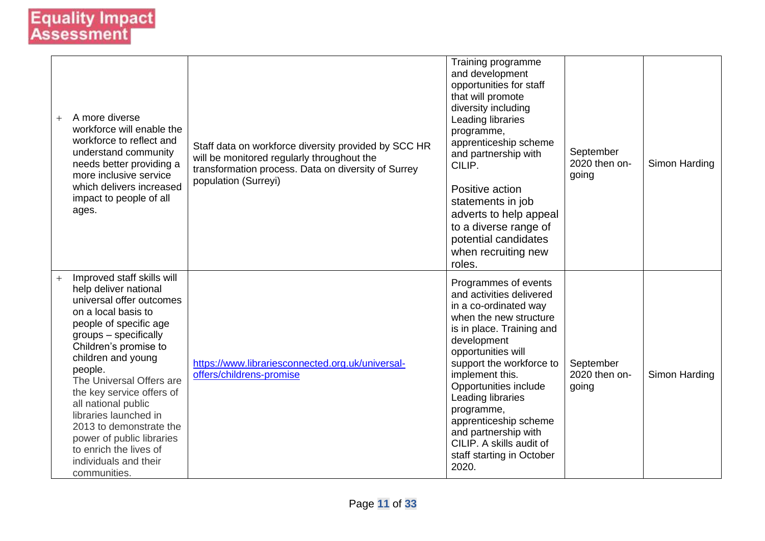| | | | | |
|---|---|---|---|---|
| + A more diverse workforce will enable the workforce to reflect and understand community needs better providing a more inclusive service which delivers increased impact to people of all ages. | Staff data on workforce diversity provided by SCC HR will be monitored regularly throughout the transformation process. Data on diversity of Surrey population (Surreyi) | Training programme and development opportunities for staff that will promote diversity including Leading libraries programme, apprenticeship scheme and partnership with CILIP.<br><br>Positive action statements in job adverts to help appeal to a diverse range of potential candidates when recruiting new roles. | September 2020 then on-going | Simon Harding |
| + Improved staff skills will help deliver national universal offer outcomes on a local basis to people of specific age groups – specifically Children's promise to children and young people.<br>The Universal Offers are the key service offers of all national public libraries launched in 2013 to demonstrate the power of public libraries to enrich the lives of individuals and their communities. | [https://www.librariesconnected.org.uk/universal-offers/childrens-promise](https://www.librariesconnected.org.uk/universal-offers/childrens-promise) | Programmes of events and activities delivered in a co-ordinated way when the new structure is in place. Training and development opportunities will support the workforce to implement this. Opportunities include Leading libraries programme, apprenticeship scheme and partnership with CILIP. A skills audit of staff starting in October 2020. | September 2020 then on-going | Simon Harding |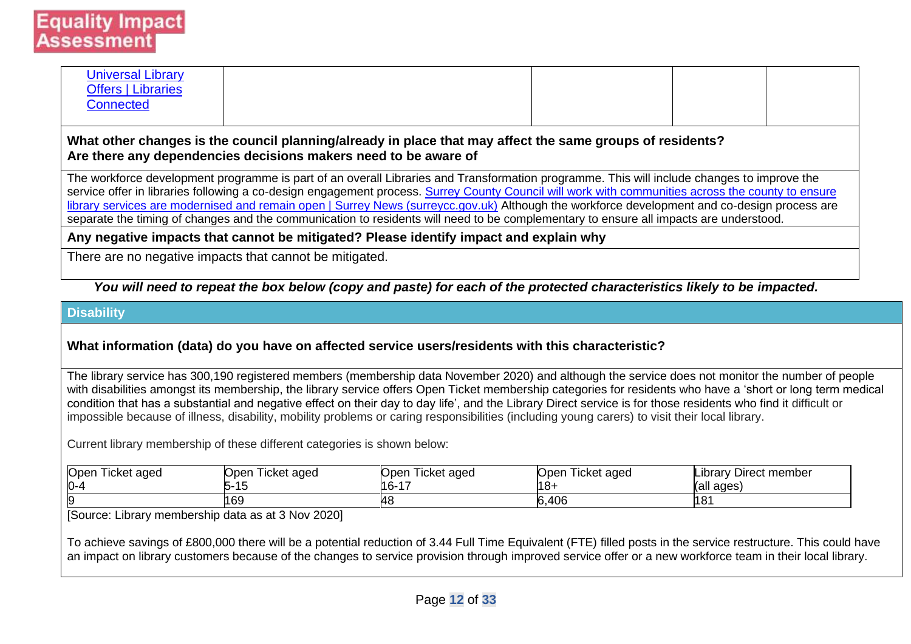| [Universal Library Offers \| Libraries Connected](#) | | | | |
|---|---|---|---|---|

**What other changes is the council planning/already in place that may affect the same groups of residents? Are there any dependencies decisions makers need to be aware of**

The workforce development programme is part of an overall Libraries and Transformation programme. This will include changes to improve the service offer in libraries following a co-design engagement process. [Surrey County Council will work with communities across the county to ensure library services are modernised and remain open | Surrey News (surreycc.gov.uk)](#) Although the workforce development and co-design process are separate the timing of changes and the communication to residents will need to be complementary to ensure all impacts are understood.

**Any negative impacts that cannot be mitigated? Please identify impact and explain why**

There are no negative impacts that cannot be mitigated.

***You will need to repeat the box below (copy and paste) for each of the protected characteristics likely to be impacted.***

## Disability

**What information (data) do you have on affected service users/residents with this characteristic?**

The library service has 300,190 registered members (membership data November 2020) and although the service does not monitor the number of people with disabilities amongst its membership, the library service offers Open Ticket membership categories for residents who have a 'short or long term medical condition that has a substantial and negative effect on their day to day life', and the Library Direct service is for those residents who find it difficult or impossible because of illness, disability, mobility problems or caring responsibilities (including young carers) to visit their local library.

Current library membership of these different categories is shown below:

| Open Ticket aged 0-4 | Open Ticket aged 5-15 | Open Ticket aged 16-17 | Open Ticket aged 18+ | Library Direct member (all ages) |
|---|---|---|---|---|
| 9 | 169 | 48 | 6,406 | 181 |

[Source: Library membership data as at 3 Nov 2020]

To achieve savings of £800,000 there will be a potential reduction of 3.44 Full Time Equivalent (FTE) filled posts in the service restructure. This could have an impact on library customers because of the changes to service provision through improved service offer or a new workforce team in their local library.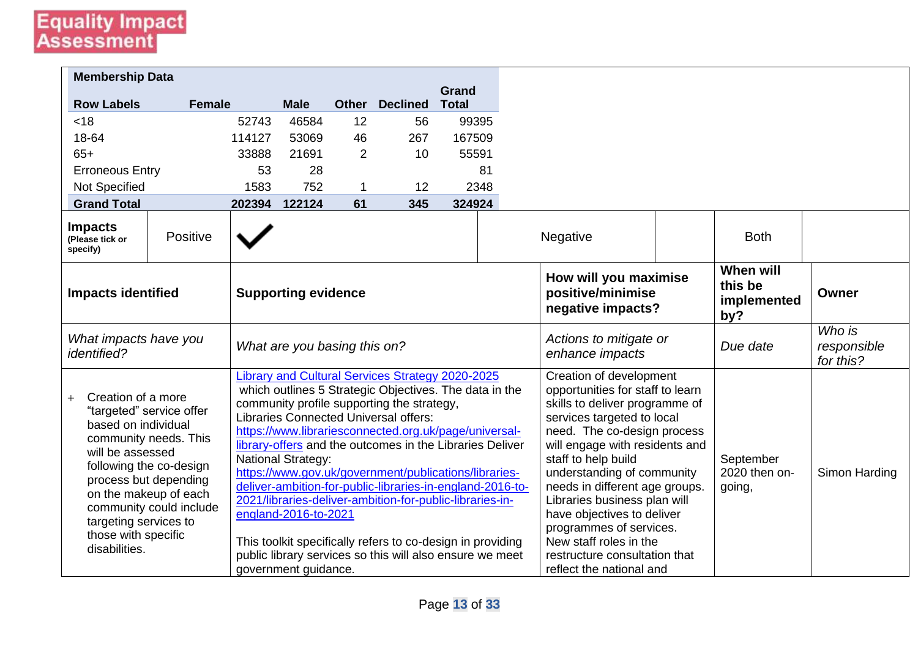**Equality Impact Assessment**

| Membership Data | | | | | |
|---|---|---|---|---|---|
| **Row Labels** | **Female** | **Male** | **Other** | **Declined** | **Grand Total** |
| <18 | 52743 | 46584 | 12 | 56 | 99395 |
| 18-64 | 114127 | 53069 | 46 | 267 | 167509 |
| 65+ | 33888 | 21691 | 2 | 10 | 55591 |
| Erroneous Entry | 53 | 28 | | | 81 |
| Not Specified | 1583 | 752 | 1 | 12 | 2348 |
| **Grand Total** | **202394** | **122124** | **61** | **345** | **324924** |

| **Impacts** (Please tick or specify) | Positive | ✔ | Negative | | Both | |
|---|---|---|---|---|---|---|

| **Impacts identified** | **Supporting evidence** | **How will you maximise positive/minimise negative impacts?** | **When will this be implemented by?** | **Owner** |
|---|---|---|---|---|
| *What impacts have you identified?* | *What are you basing this on?* | *Actions to mitigate or enhance impacts* | *Due date* | *Who is responsible for this?* |
| + Creation of a more "targeted" service offer based on individual community needs. This will be assessed following the co-design process but depending on the makeup of each community could include targeting services to those with specific disabilities. | [Library and Cultural Services Strategy 2020-2025](#) which outlines 5 Strategic Objectives. The data in the community profile supporting the strategy, Libraries Connected Universal offers: https://www.librariesconnected.org.uk/page/universal-library-offers and the outcomes in the Libraries Deliver National Strategy: https://www.gov.uk/government/publications/libraries-deliver-ambition-for-public-libraries-in-england-2016-to-2021/libraries-deliver-ambition-for-public-libraries-in-england-2016-to-2021<br><br>This toolkit specifically refers to co-design in providing public library services so this will also ensure we meet government guidance. | Creation of development opportunities for staff to learn skills to deliver programme of services targeted to local need. The co-design process will engage with residents and staff to help build understanding of community needs in different age groups. Libraries business plan will have objectives to deliver programmes of services. New staff roles in the restructure consultation that reflect the national and | September 2020 then on-going, | Simon Harding |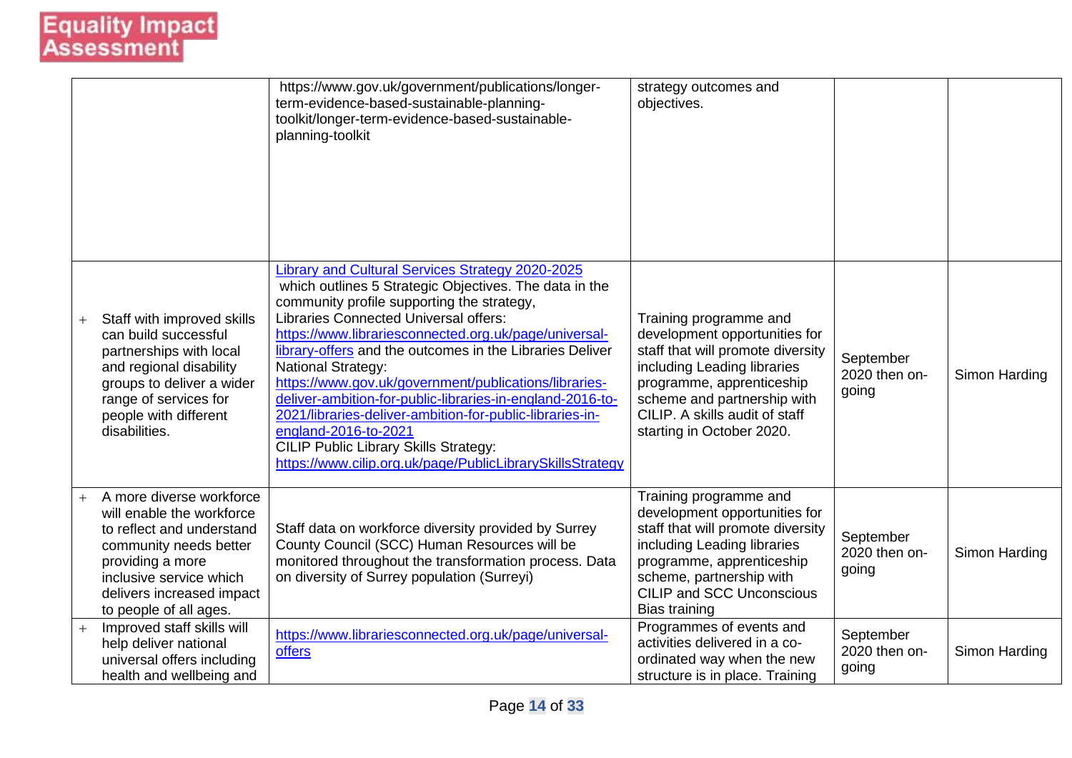| | | | | |
|---|---|---|---|---|
| | https://www.gov.uk/government/publications/longer-term-evidence-based-sustainable-planning-toolkit/longer-term-evidence-based-sustainable-planning-toolkit | strategy outcomes and objectives. | | |
| + Staff with improved skills can build successful partnerships with local and regional disability groups to deliver a wider range of services for people with different disabilities. | Library and Cultural Services Strategy 2020-2025 which outlines 5 Strategic Objectives. The data in the community profile supporting the strategy, Libraries Connected Universal offers: https://www.librariesconnected.org.uk/page/universal-library-offers and the outcomes in the Libraries Deliver National Strategy: https://www.gov.uk/government/publications/libraries-deliver-ambition-for-public-libraries-in-england-2016-to-2021/libraries-deliver-ambition-for-public-libraries-in-england-2016-to-2021 CILIP Public Library Skills Strategy: https://www.cilip.org.uk/page/PublicLibrarySkillsStrategy | Training programme and development opportunities for staff that will promote diversity including Leading libraries programme, apprenticeship scheme and partnership with CILIP. A skills audit of staff starting in October 2020. | September 2020 then on-going | Simon Harding |
| + A more diverse workforce will enable the workforce to reflect and understand community needs better providing a more inclusive service which delivers increased impact to people of all ages. | Staff data on workforce diversity provided by Surrey County Council (SCC) Human Resources will be monitored throughout the transformation process. Data on diversity of Surrey population (Surreyi) | Training programme and development opportunities for staff that will promote diversity including Leading libraries programme, apprenticeship scheme, partnership with CILIP and SCC Unconscious Bias training | September 2020 then on-going | Simon Harding |
| + Improved staff skills will help deliver national universal offers including health and wellbeing and | https://www.librariesconnected.org.uk/page/universal-offers | Programmes of events and activities delivered in a co-ordinated way when the new structure is in place. Training | September 2020 then on-going | Simon Harding |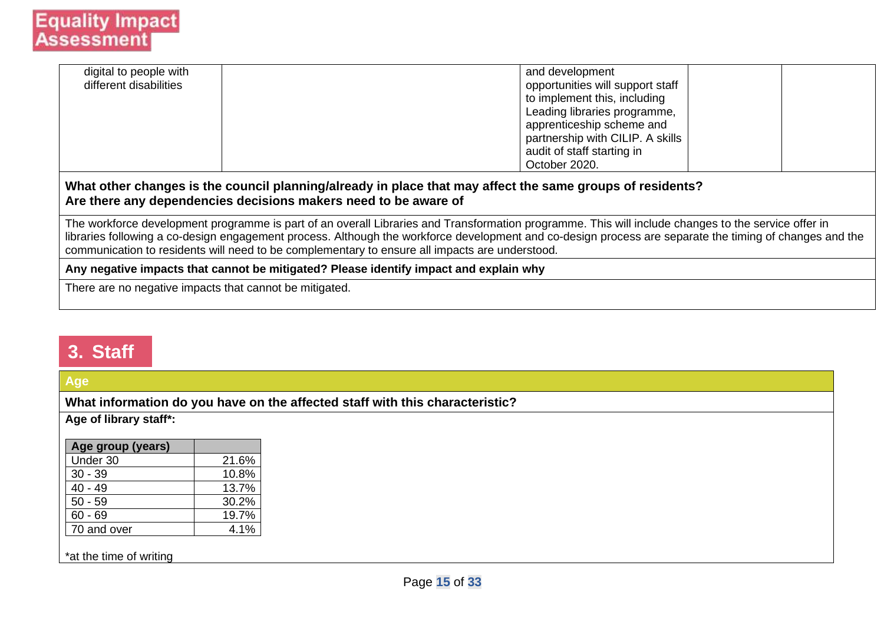| | | | | |
|---|---|---|---|---|
| digital to people with different disabilities | | and development opportunities will support staff to implement this, including Leading libraries programme, apprenticeship scheme and partnership with CILIP. A skills audit of staff starting in October 2020. | | |

**What other changes is the council planning/already in place that may affect the same groups of residents? Are there any dependencies decisions makers need to be aware of**

The workforce development programme is part of an overall Libraries and Transformation programme. This will include changes to the service offer in libraries following a co-design engagement process. Although the workforce development and co-design process are separate the timing of changes and the communication to residents will need to be complementary to ensure all impacts are understood.

**Any negative impacts that cannot be mitigated? Please identify impact and explain why**

There are no negative impacts that cannot be mitigated.

## 3. Staff

### Age

**What information do you have on the affected staff with this characteristic?**

**Age of library staff*:**

| Age group (years) | |
|---|---|
| Under 30 | 21.6% |
| 30 - 39 | 10.8% |
| 40 - 49 | 13.7% |
| 50 - 59 | 30.2% |
| 60 - 69 | 19.7% |
| 70 and over | 4.1% |

*at the time of writing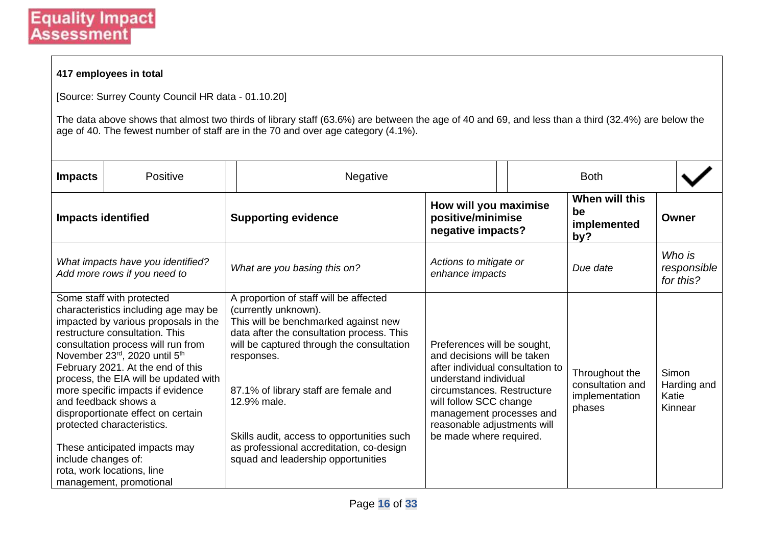**417 employees in total**

[Source: Surrey County Council HR data - 01.10.20]

The data above shows that almost two thirds of library staff (63.6%) are between the age of 40 and 69, and less than a third (32.4%) are below the age of 40. The fewest number of staff are in the 70 and over age category (4.1%).

| **Impacts** | Positive | | Negative | | Both | ✓ |
|---|---|---|---|---|---|---|

| **Impacts identified** | **Supporting evidence** | **How will you maximise positive/minimise negative impacts?** | **When will this be implemented by?** | **Owner** |
|---|---|---|---|---|
| *What impacts have you identified? Add more rows if you need to* | *What are you basing this on?* | *Actions to mitigate or enhance impacts* | *Due date* | *Who is responsible for this?* |
| Some staff with protected characteristics including age may be impacted by various proposals in the restructure consultation. This consultation process will run from November 23rd, 2020 until 5th February 2021. At the end of this process, the EIA will be updated with more specific impacts if evidence and feedback shows a disproportionate effect on certain protected characteristics.<br><br>These anticipated impacts may include changes of:<br>rota, work locations, line management, promotional | A proportion of staff will be affected (currently unknown).<br>This will be benchmarked against new data after the consultation process. This will be captured through the consultation responses.<br><br>87.1% of library staff are female and 12.9% male.<br><br>Skills audit, access to opportunities such as professional accreditation, co-design squad and leadership opportunities | Preferences will be sought, and decisions will be taken after individual consultation to understand individual circumstances. Restructure will follow SCC change management processes and reasonable adjustments will be made where required. | Throughout the consultation and implementation phases | Simon Harding and Katie Kinnear |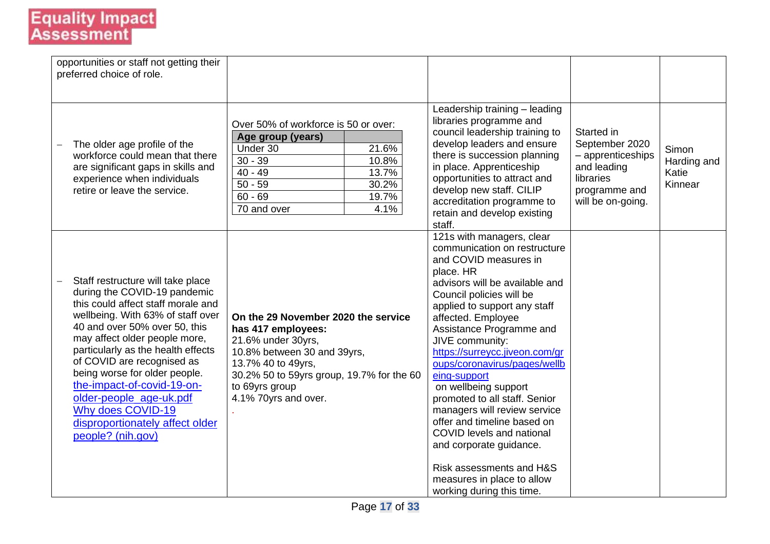**Equality Impact Assessment**

| | | | | |
|---|---|---|---|---|
| opportunities or staff not getting their preferred choice of role. | | | | |
| – The older age profile of the workforce could mean that there are significant gaps in skills and experience when individuals retire or leave the service. | Over 50% of workforce is 50 or over:<br>**Age group (years)**<br>Under 30: 21.6%<br>30 - 39: 10.8%<br>40 - 49: 13.7%<br>50 - 59: 30.2%<br>60 - 69: 19.7%<br>70 and over: 4.1% | Leadership training – leading libraries programme and council leadership training to develop leaders and ensure there is succession planning in place. Apprenticeship opportunities to attract and develop new staff. CILIP accreditation programme to retain and develop existing staff. | Started in September 2020 – apprenticeships and leading libraries programme and will be on-going. | Simon Harding and Katie Kinnear |
| – Staff restructure will take place during the COVID-19 pandemic this could affect staff morale and wellbeing. With 63% of staff over 40 and over 50% over 50, this may affect older people more, particularly as the health effects of COVID are recognised as being worse for older people. [the-impact-of-covid-19-on-older-people_age-uk.pdf](the-impact-of-covid-19-on-older-people_age-uk.pdf) [Why does COVID-19 disproportionately affect older people? (nih.gov)](Why does COVID-19 disproportionately affect older people? (nih.gov)) | **On the 29 November 2020 the service has 417 employees:**<br>21.6% under 30yrs,<br>10.8% between 30 and 39yrs,<br>13.7% 40 to 49yrs,<br>30.2% 50 to 59yrs group, 19.7% for the 60 to 69yrs group<br>4.1% 70yrs and over.<br>. | 121s with managers, clear communication on restructure and COVID measures in place. HR advisors will be available and Council policies will be applied to support any staff affected. Employee Assistance Programme and JIVE community: [https://surreycc.jiveon.com/groups/coronavirus/pages/wellbeing-support](https://surreycc.jiveon.com/groups/coronavirus/pages/wellbeing-support) on wellbeing support promoted to all staff. Senior managers will review service offer and timeline based on COVID levels and national and corporate guidance.<br><br>Risk assessments and H&S measures in place to allow working during this time. | | |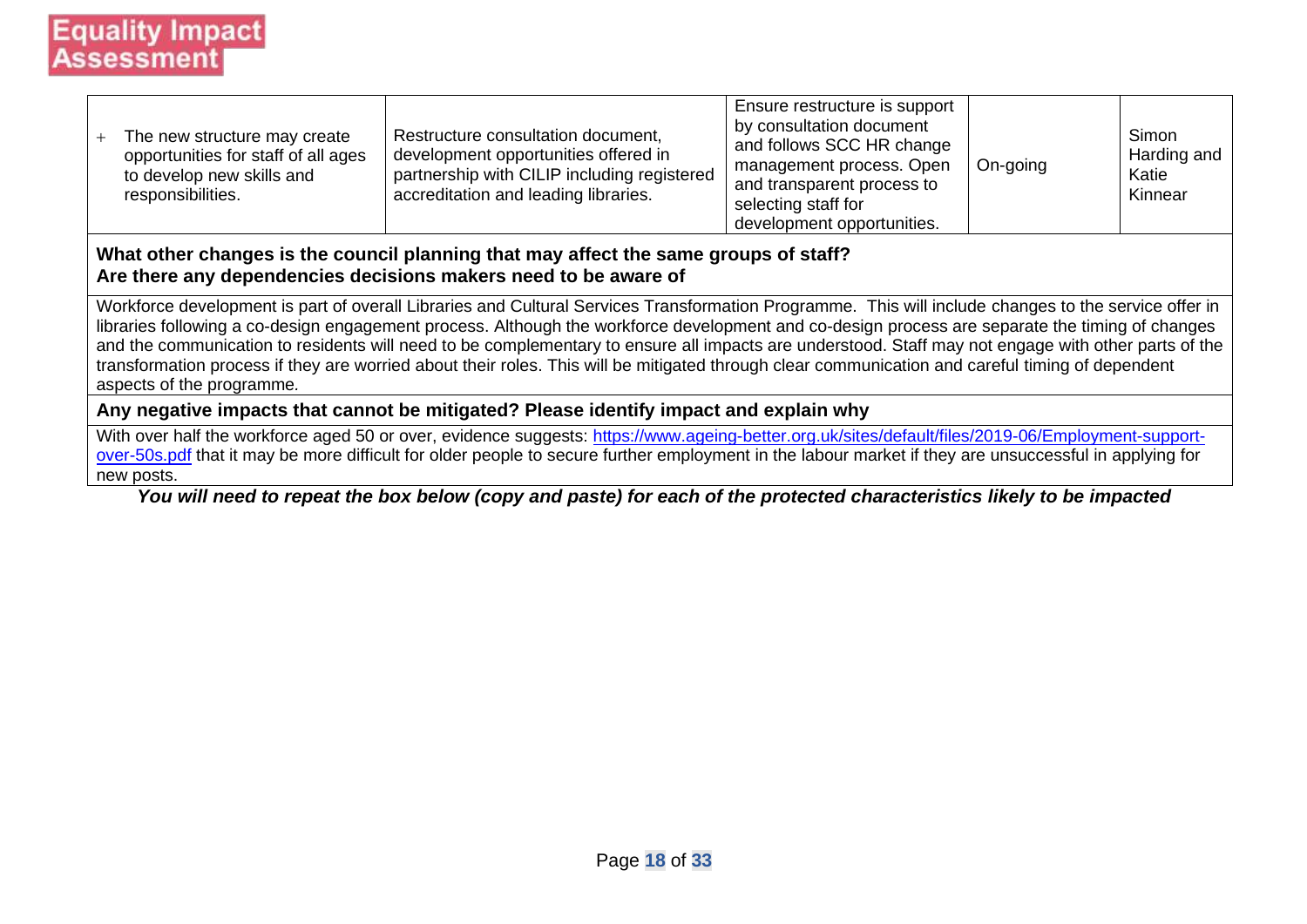**Equality Impact Assessment**

| | | | | |
|---|---|---|---|---|
| + The new structure may create opportunities for staff of all ages to develop new skills and responsibilities. | Restructure consultation document, development opportunities offered in partnership with CILIP including registered accreditation and leading libraries. | Ensure restructure is support by consultation document and follows SCC HR change management process. Open and transparent process to selecting staff for development opportunities. | On-going | Simon Harding and Katie Kinnear |

**What other changes is the council planning that may affect the same groups of staff?**
**Are there any dependencies decisions makers need to be aware of**

Workforce development is part of overall Libraries and Cultural Services Transformation Programme. This will include changes to the service offer in libraries following a co-design engagement process. Although the workforce development and co-design process are separate the timing of changes and the communication to residents will need to be complementary to ensure all impacts are understood. Staff may not engage with other parts of the transformation process if they are worried about their roles. This will be mitigated through clear communication and careful timing of dependent aspects of the programme.

**Any negative impacts that cannot be mitigated? Please identify impact and explain why**

With over half the workforce aged 50 or over, evidence suggests: https://www.ageing-better.org.uk/sites/default/files/2019-06/Employment-support-over-50s.pdf that it may be more difficult for older people to secure further employment in the labour market if they are unsuccessful in applying for new posts.

***You will need to repeat the box below (copy and paste) for each of the protected characteristics likely to be impacted***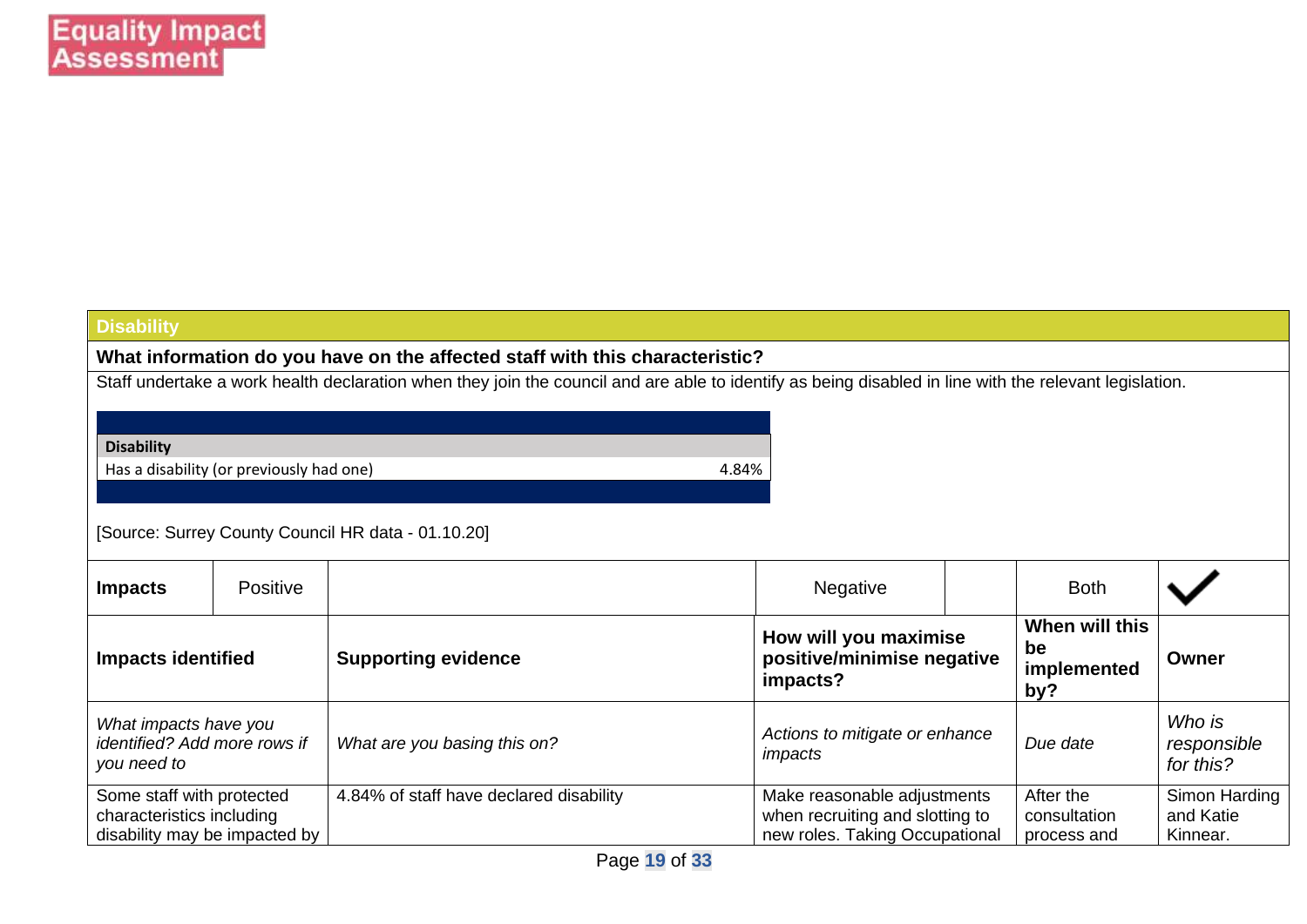Equality Impact Assessment

## Disability

**What information do you have on the affected staff with this characteristic?**

Staff undertake a work health declaration when they join the council and are able to identify as being disabled in line with the relevant legislation.

| **Disability** | |
|---|---|
| Has a disability (or previously had one) | 4.84% |

[Source: Surrey County Council HR data - 01.10.20]

| **Impacts** | Positive | | Negative | | Both | ✔ |
|---|---|---|---|---|---|---|
| **Impacts identified** | | **Supporting evidence** | **How will you maximise positive/minimise negative impacts?** | | **When will this be implemented by?** | **Owner** |
| *What impacts have you identified? Add more rows if you need to* | | *What are you basing this on?* | *Actions to mitigate or enhance impacts* | | *Due date* | *Who is responsible for this?* |
| Some staff with protected characteristics including disability may be impacted by | | 4.84% of staff have declared disability | Make reasonable adjustments when recruiting and slotting to new roles. Taking Occupational | | After the consultation process and | Simon Harding and Katie Kinnear. |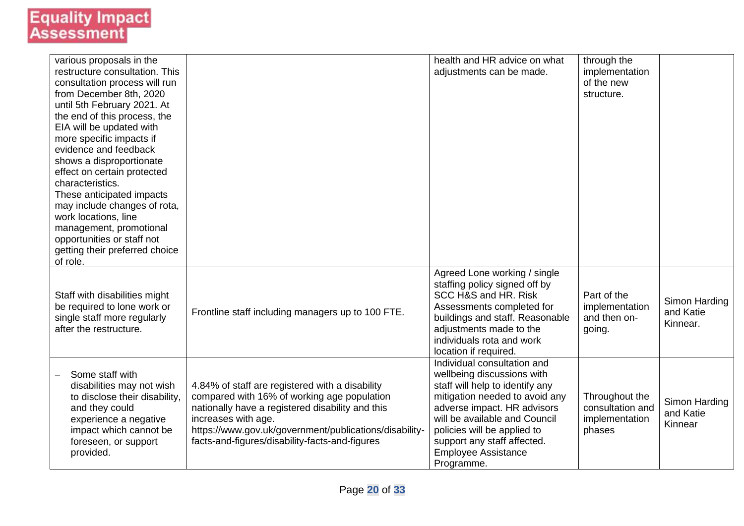| | | | | |
|---|---|---|---|---|
| various proposals in the restructure consultation. This consultation process will run from December 8th, 2020 until 5th February 2021. At the end of this process, the EIA will be updated with more specific impacts if evidence and feedback shows a disproportionate effect on certain protected characteristics. These anticipated impacts may include changes of rota, work locations, line management, promotional opportunities or staff not getting their preferred choice of role. | | health and HR advice on what adjustments can be made. | through the implementation of the new structure. | |
| Staff with disabilities might be required to lone work or single staff more regularly after the restructure. | Frontline staff including managers up to 100 FTE. | Agreed Lone working / single staffing policy signed off by SCC H&S and HR. Risk Assessments completed for buildings and staff. Reasonable adjustments made to the individuals rota and work location if required. | Part of the implementation and then on-going. | Simon Harding and Katie Kinnear. |
| – Some staff with disabilities may not wish to disclose their disability, and they could experience a negative impact which cannot be foreseen, or support provided. | 4.84% of staff are registered with a disability compared with 16% of working age population nationally have a registered disability and this increases with age. https://www.gov.uk/government/publications/disability-facts-and-figures/disability-facts-and-figures | Individual consultation and wellbeing discussions with staff will help to identify any mitigation needed to avoid any adverse impact. HR advisors will be available and Council policies will be applied to support any staff affected. Employee Assistance Programme. | Throughout the consultation and implementation phases | Simon Harding and Katie Kinnear |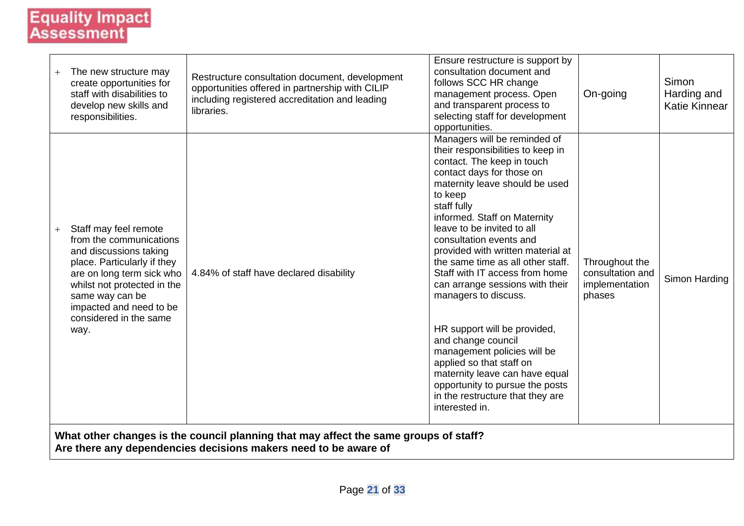**Equality Impact Assessment**

| | | | | |
|---|---|---|---|---|
| + The new structure may create opportunities for staff with disabilities to develop new skills and responsibilities. | Restructure consultation document, development opportunities offered in partnership with CILIP including registered accreditation and leading libraries. | Ensure restructure is support by consultation document and follows SCC HR change management process. Open and transparent process to selecting staff for development opportunities. | On-going | Simon Harding and Katie Kinnear |
| + Staff may feel remote from the communications and discussions taking place. Particularly if they are on long term sick who whilst not protected in the same way can be impacted and need to be considered in the same way. | 4.84% of staff have declared disability | Managers will be reminded of their responsibilities to keep in contact. The keep in touch contact days for those on maternity leave should be used to keep staff fully informed. Staff on Maternity leave to be invited to all consultation events and provided with written material at the same time as all other staff. Staff with IT access from home can arrange sessions with their managers to discuss.<br><br>HR support will be provided, and change council management policies will be applied so that staff on maternity leave can have equal opportunity to pursue the posts in the restructure that they are interested in. | Throughout the consultation and implementation phases | Simon Harding |

**What other changes is the council planning that may affect the same groups of staff?**
**Are there any dependencies decisions makers need to be aware of**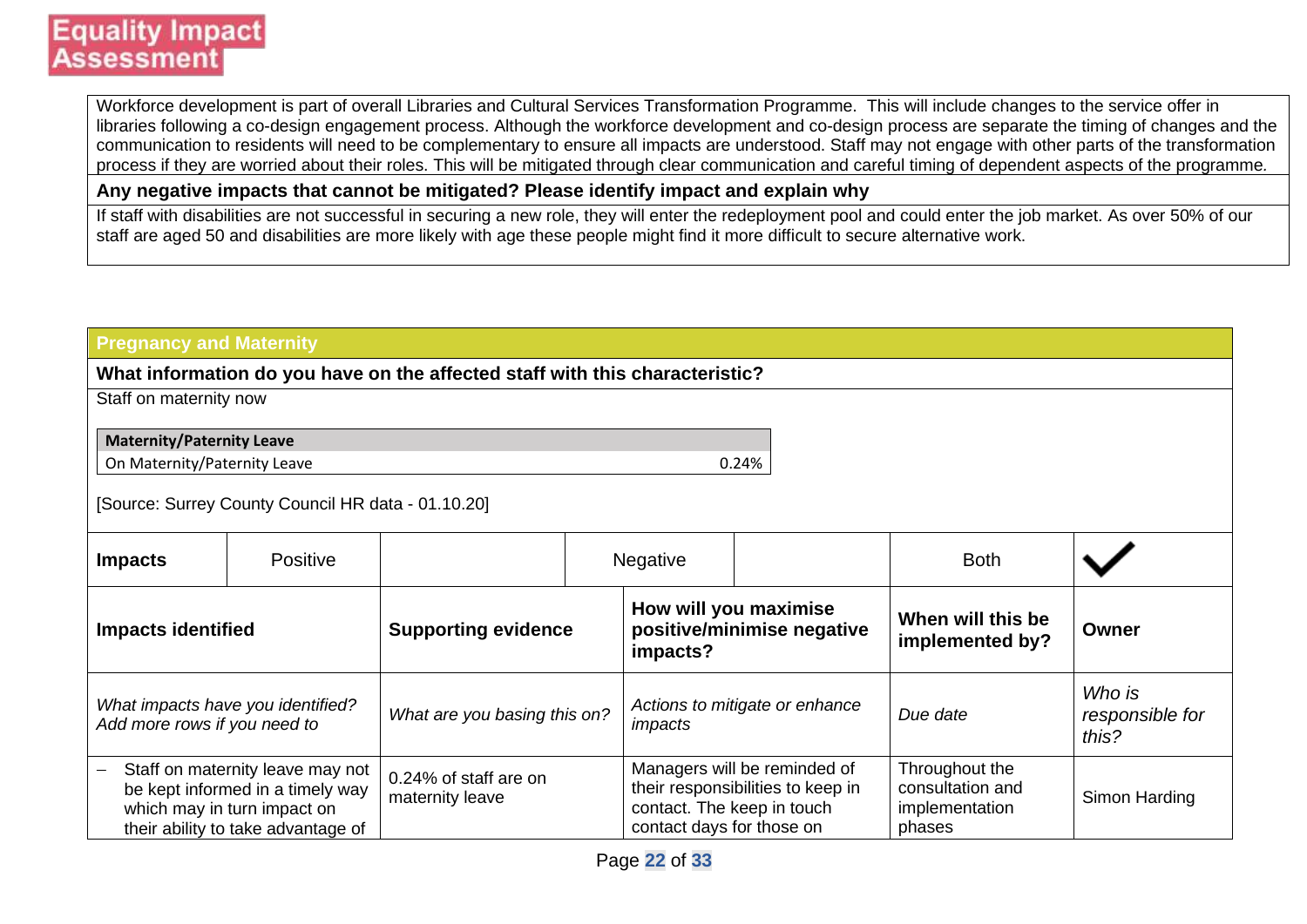**Equality Impact Assessment**

| |
|---|
| Workforce development is part of overall Libraries and Cultural Services Transformation Programme. This will include changes to the service offer in libraries following a co-design engagement process. Although the workforce development and co-design process are separate the timing of changes and the communication to residents will need to be complementary to ensure all impacts are understood. Staff may not engage with other parts of the transformation process if they are worried about their roles. This will be mitigated through clear communication and careful timing of dependent aspects of the programme. |
| **Any negative impacts that cannot be mitigated? Please identify impact and explain why** |
| If staff with disabilities are not successful in securing a new role, they will enter the redeployment pool and could enter the job market. As over 50% of our staff are aged 50 and disabilities are more likely with age these people might find it more difficult to secure alternative work. |

## Pregnancy and Maternity

**What information do you have on the affected staff with this characteristic?**

Staff on maternity now

| Maternity/Paternity Leave | |
|---|---|
| On Maternity/Paternity Leave | 0.24% |

[Source: Surrey County Council HR data - 01.10.20]

| **Impacts** | Positive | | Negative | | Both | ✓ |
|---|---|---|---|---|---|---|

| **Impacts identified** | **Supporting evidence** | **How will you maximise positive/minimise negative impacts?** | **When will this be implemented by?** | **Owner** |
|---|---|---|---|---|
| *What impacts have you identified? Add more rows if you need to* | *What are you basing this on?* | *Actions to mitigate or enhance impacts* | *Due date* | *Who is responsible for this?* |
| – Staff on maternity leave may not be kept informed in a timely way which may in turn impact on their ability to take advantage of | 0.24% of staff are on maternity leave | Managers will be reminded of their responsibilities to keep in contact. The keep in touch contact days for those on | Throughout the consultation and implementation phases | Simon Harding |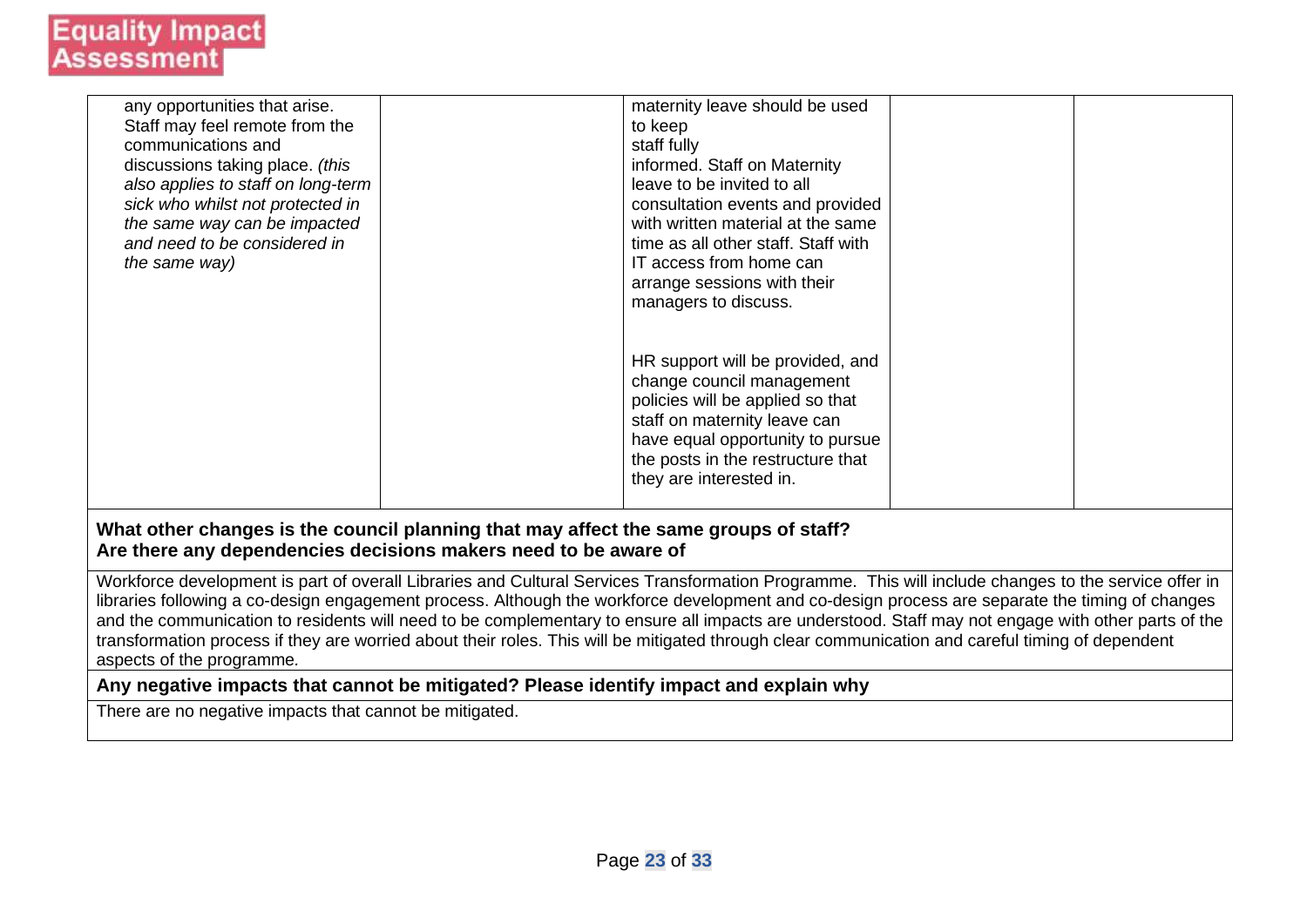| | | | | |
|---|---|---|---|---|
| any opportunities that arise. Staff may feel remote from the communications and discussions taking place. *(this also applies to staff on long-term sick who whilst not protected in the same way can be impacted and need to be considered in the same way)* | | maternity leave should be used to keep staff fully informed. Staff on Maternity leave to be invited to all consultation events and provided with written material at the same time as all other staff. Staff with IT access from home can arrange sessions with their managers to discuss.<br><br>HR support will be provided, and change council management policies will be applied so that staff on maternity leave can have equal opportunity to pursue the posts in the restructure that they are interested in. | | |

**What other changes is the council planning that may affect the same groups of staff?**
**Are there any dependencies decisions makers need to be aware of**

Workforce development is part of overall Libraries and Cultural Services Transformation Programme. This will include changes to the service offer in libraries following a co-design engagement process. Although the workforce development and co-design process are separate the timing of changes and the communication to residents will need to be complementary to ensure all impacts are understood. Staff may not engage with other parts of the transformation process if they are worried about their roles. This will be mitigated through clear communication and careful timing of dependent aspects of the programme.

**Any negative impacts that cannot be mitigated? Please identify impact and explain why**

There are no negative impacts that cannot be mitigated.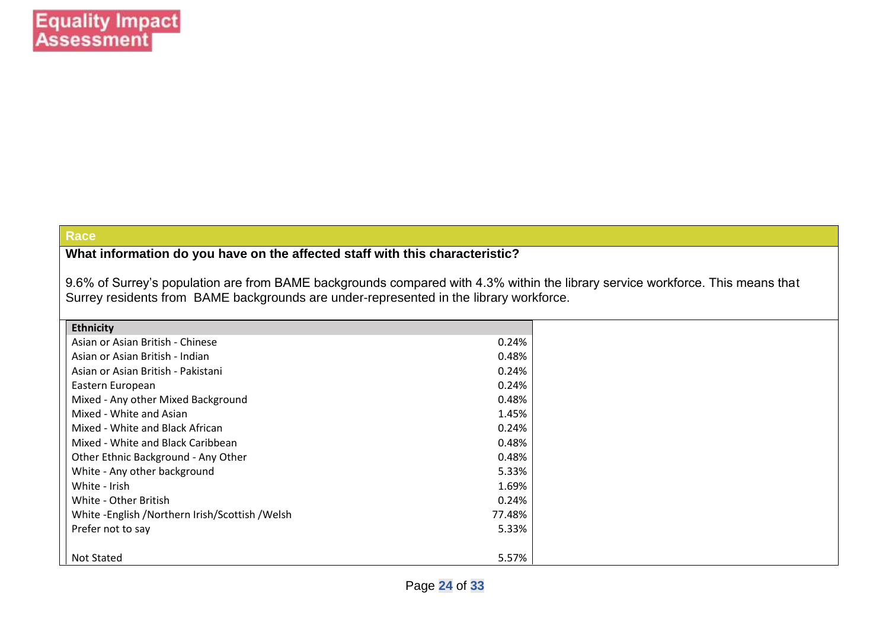## Race

**What information do you have on the affected staff with this characteristic?**

9.6% of Surrey's population are from BAME backgrounds compared with 4.3% within the library service workforce. This means that Surrey residents from BAME backgrounds are under-represented in the library workforce.

| Ethnicity | |
|---|---|
| Asian or Asian British - Chinese | 0.24% |
| Asian or Asian British - Indian | 0.48% |
| Asian or Asian British - Pakistani | 0.24% |
| Eastern European | 0.24% |
| Mixed - Any other Mixed Background | 0.48% |
| Mixed - White and Asian | 1.45% |
| Mixed - White and Black African | 0.24% |
| Mixed - White and Black Caribbean | 0.48% |
| Other Ethnic Background - Any Other | 0.48% |
| White - Any other background | 5.33% |
| White - Irish | 1.69% |
| White - Other British | 0.24% |
| White -English /Northern Irish/Scottish /Welsh | 77.48% |
| Prefer not to say | 5.33% |
| Not Stated | 5.57% |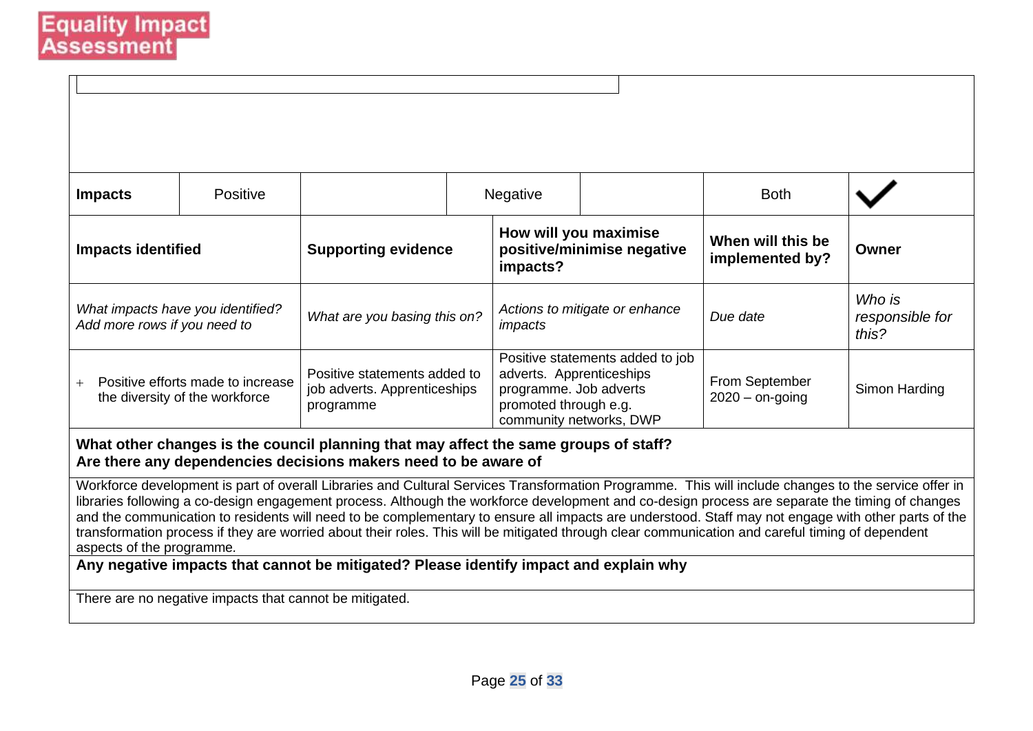# Equality Impact Assessment

| Impacts | Positive | | Negative | | Both | ✓ |
|---|---|---|---|---|---|---|

| Impacts identified | Supporting evidence | How will you maximise positive/minimise negative impacts? | When will this be implemented by? | Owner |
|---|---|---|---|---|
| *What impacts have you identified? Add more rows if you need to* | *What are you basing this on?* | *Actions to mitigate or enhance impacts* | *Due date* | *Who is responsible for this?* |
| + Positive efforts made to increase the diversity of the workforce | Positive statements added to job adverts. Apprenticeships programme | Positive statements added to job adverts. Apprenticeships programme. Job adverts promoted through e.g. community networks, DWP | From September 2020 – on-going | Simon Harding |

**What other changes is the council planning that may affect the same groups of staff?**
**Are there any dependencies decisions makers need to be aware of**

Workforce development is part of overall Libraries and Cultural Services Transformation Programme. This will include changes to the service offer in libraries following a co-design engagement process. Although the workforce development and co-design process are separate the timing of changes and the communication to residents will need to be complementary to ensure all impacts are understood. Staff may not engage with other parts of the transformation process if they are worried about their roles. This will be mitigated through clear communication and careful timing of dependent aspects of the programme.

**Any negative impacts that cannot be mitigated? Please identify impact and explain why**

There are no negative impacts that cannot be mitigated.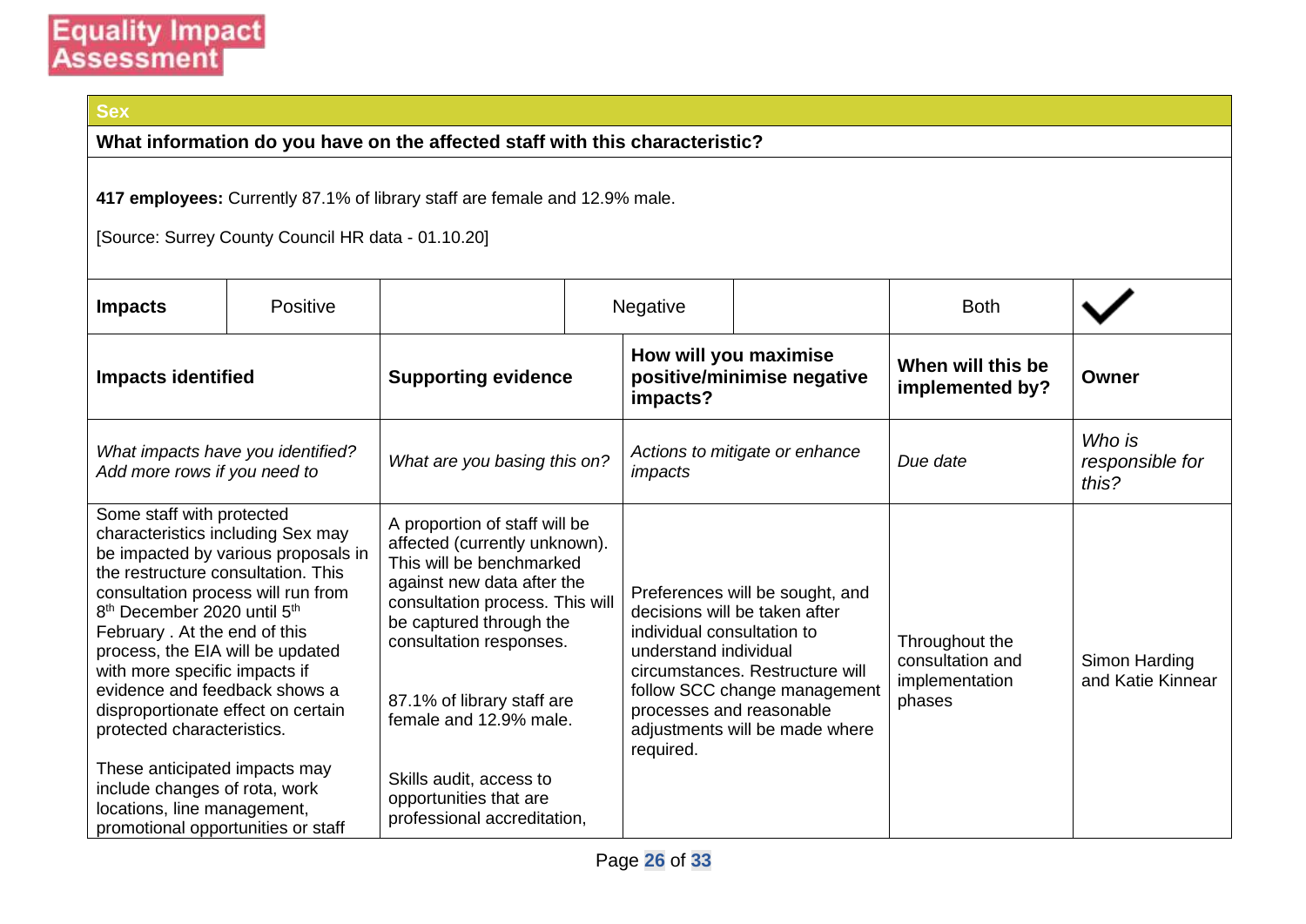# Equality Impact Assessment

| Sex | | | | | | |
|---|---|---|---|---|---|---|
| **What information do you have on the affected staff with this characteristic?** | | | | | | |
| **417 employees:** Currently 87.1% of library staff are female and 12.9% male.<br><br>[Source: Surrey County Council HR data - 01.10.20] | | | | | | |
| **Impacts** | Positive | | Negative | | Both | ✓ |

| **Impacts identified** | **Supporting evidence** | **How will you maximise positive/minimise negative impacts?** | **When will this be implemented by?** | **Owner** |
|---|---|---|---|---|
| *What impacts have you identified? Add more rows if you need to* | *What are you basing this on?* | *Actions to mitigate or enhance impacts* | *Due date* | *Who is responsible for this?* |
| Some staff with protected characteristics including Sex may be impacted by various proposals in the restructure consultation. This consultation process will run from 8th December 2020 until 5th February . At the end of this process, the EIA will be updated with more specific impacts if evidence and feedback shows a disproportionate effect on certain protected characteristics.<br><br>These anticipated impacts may include changes of rota, work locations, line management, promotional opportunities or staff | A proportion of staff will be affected (currently unknown). This will be benchmarked against new data after the consultation process. This will be captured through the consultation responses.<br><br>87.1% of library staff are female and 12.9% male.<br><br>Skills audit, access to opportunities that are professional accreditation, | Preferences will be sought, and decisions will be taken after individual consultation to understand individual circumstances. Restructure will follow SCC change management processes and reasonable adjustments will be made where required. | Throughout the consultation and implementation phases | Simon Harding and Katie Kinnear |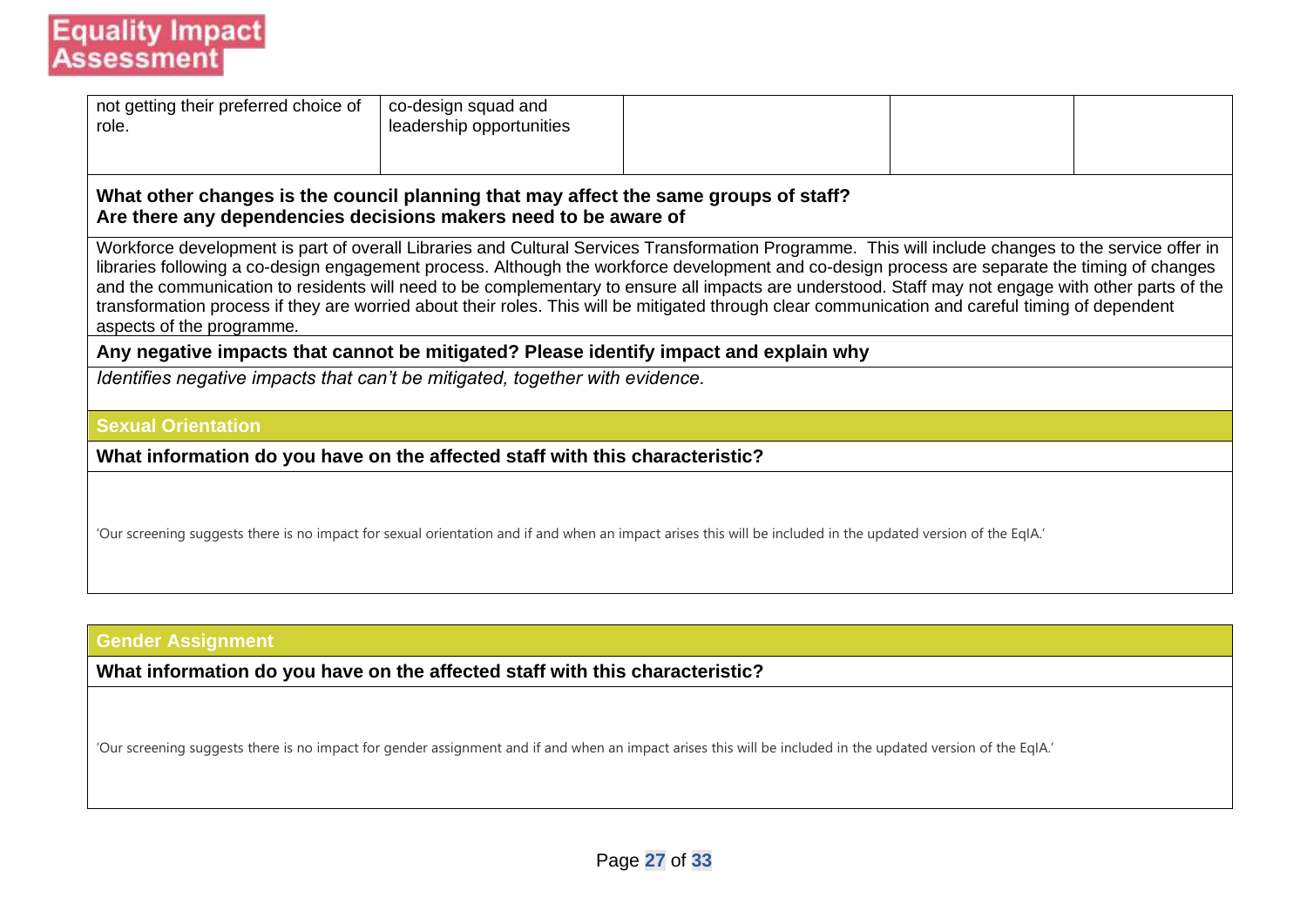| | | | | |
|---|---|---|---|---|
| not getting their preferred choice of role. | co-design squad and leadership opportunities | | | |

**What other changes is the council planning that may affect the same groups of staff?**
**Are there any dependencies decisions makers need to be aware of**

Workforce development is part of overall Libraries and Cultural Services Transformation Programme. This will include changes to the service offer in libraries following a co-design engagement process. Although the workforce development and co-design process are separate the timing of changes and the communication to residents will need to be complementary to ensure all impacts are understood. Staff may not engage with other parts of the transformation process if they are worried about their roles. This will be mitigated through clear communication and careful timing of dependent aspects of the programme.

**Any negative impacts that cannot be mitigated? Please identify impact and explain why**

*Identifies negative impacts that can't be mitigated, together with evidence.*

## Sexual Orientation

**What information do you have on the affected staff with this characteristic?**

'Our screening suggests there is no impact for sexual orientation and if and when an impact arises this will be included in the updated version of the EqIA.'

## Gender Assignment

**What information do you have on the affected staff with this characteristic?**

'Our screening suggests there is no impact for gender assignment and if and when an impact arises this will be included in the updated version of the EqIA.'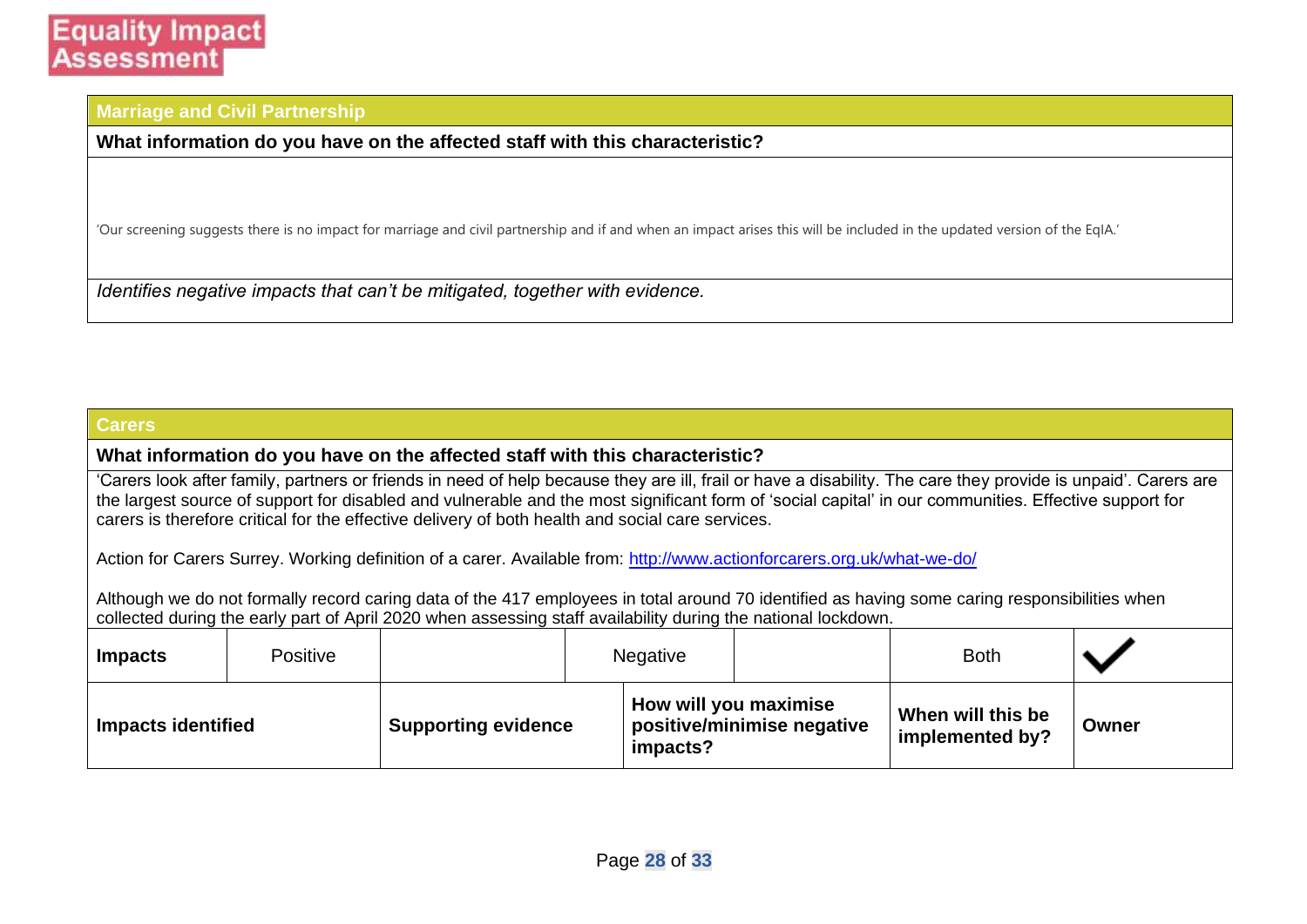Equality Impact Assessment

## Marriage and Civil Partnership

**What information do you have on the affected staff with this characteristic?**

'Our screening suggests there is no impact for marriage and civil partnership and if and when an impact arises this will be included in the updated version of the EqIA.'

*Identifies negative impacts that can't be mitigated, together with evidence.*

## Carers

**What information do you have on the affected staff with this characteristic?**

'Carers look after family, partners or friends in need of help because they are ill, frail or have a disability. The care they provide is unpaid'. Carers are the largest source of support for disabled and vulnerable and the most significant form of 'social capital' in our communities. Effective support for carers is therefore critical for the effective delivery of both health and social care services.

Action for Carers Surrey. Working definition of a carer. Available from: [http://www.actionforcarers.org.uk/what-we-do/](http://www.actionforcarers.org.uk/what-we-do/)

Although we do not formally record caring data of the 417 employees in total around 70 identified as having some caring responsibilities when collected during the early part of April 2020 when assessing staff availability during the national lockdown.

| **Impacts** | Positive | | Negative | | Both | ✓ |
|---|---|---|---|---|---|---|

| **Impacts identified** | **Supporting evidence** | **How will you maximise positive/minimise negative impacts?** | **When will this be implemented by?** | **Owner** |
|---|---|---|---|---|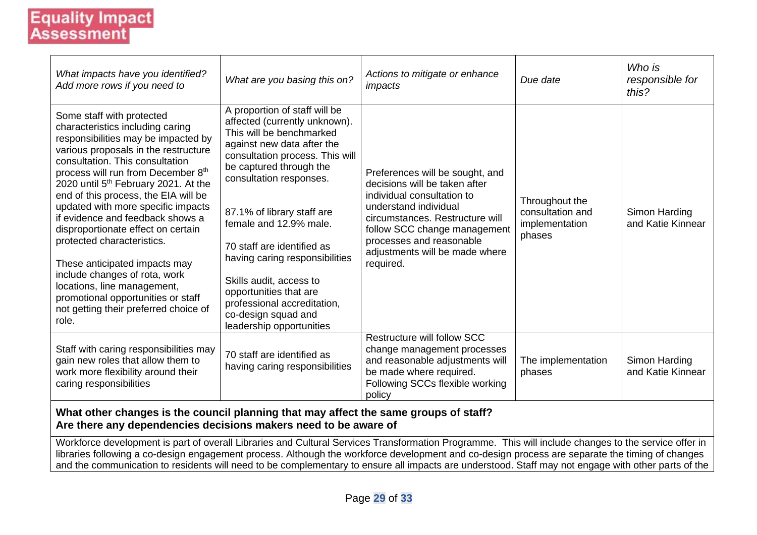# Equality Impact Assessment

| *What impacts have you identified? Add more rows if you need to* | *What are you basing this on?* | *Actions to mitigate or enhance impacts* | *Due date* | *Who is responsible for this?* |
|---|---|---|---|---|
| Some staff with protected characteristics including caring responsibilities may be impacted by various proposals in the restructure consultation. This consultation process will run from December 8th 2020 until 5th February 2021. At the end of this process, the EIA will be updated with more specific impacts if evidence and feedback shows a disproportionate effect on certain protected characteristics.<br><br>These anticipated impacts may include changes of rota, work locations, line management, promotional opportunities or staff not getting their preferred choice of role. | A proportion of staff will be affected (currently unknown). This will be benchmarked against new data after the consultation process. This will be captured through the consultation responses.<br><br>87.1% of library staff are female and 12.9% male.<br><br>70 staff are identified as having caring responsibilities<br><br>Skills audit, access to opportunities that are professional accreditation, co-design squad and leadership opportunities | Preferences will be sought, and decisions will be taken after individual consultation to understand individual circumstances. Restructure will follow SCC change management processes and reasonable adjustments will be made where required. | Throughout the consultation and implementation phases | Simon Harding and Katie Kinnear |
| Staff with caring responsibilities may gain new roles that allow them to work more flexibility around their caring responsibilities | 70 staff are identified as having caring responsibilities | Restructure will follow SCC change management processes and reasonable adjustments will be made where required. Following SCCs flexible working policy | The implementation phases | Simon Harding and Katie Kinnear |

**What other changes is the council planning that may affect the same groups of staff? Are there any dependencies decisions makers need to be aware of**

Workforce development is part of overall Libraries and Cultural Services Transformation Programme. This will include changes to the service offer in libraries following a co-design engagement process. Although the workforce development and co-design process are separate the timing of changes and the communication to residents will need to be complementary to ensure all impacts are understood. Staff may not engage with other parts of the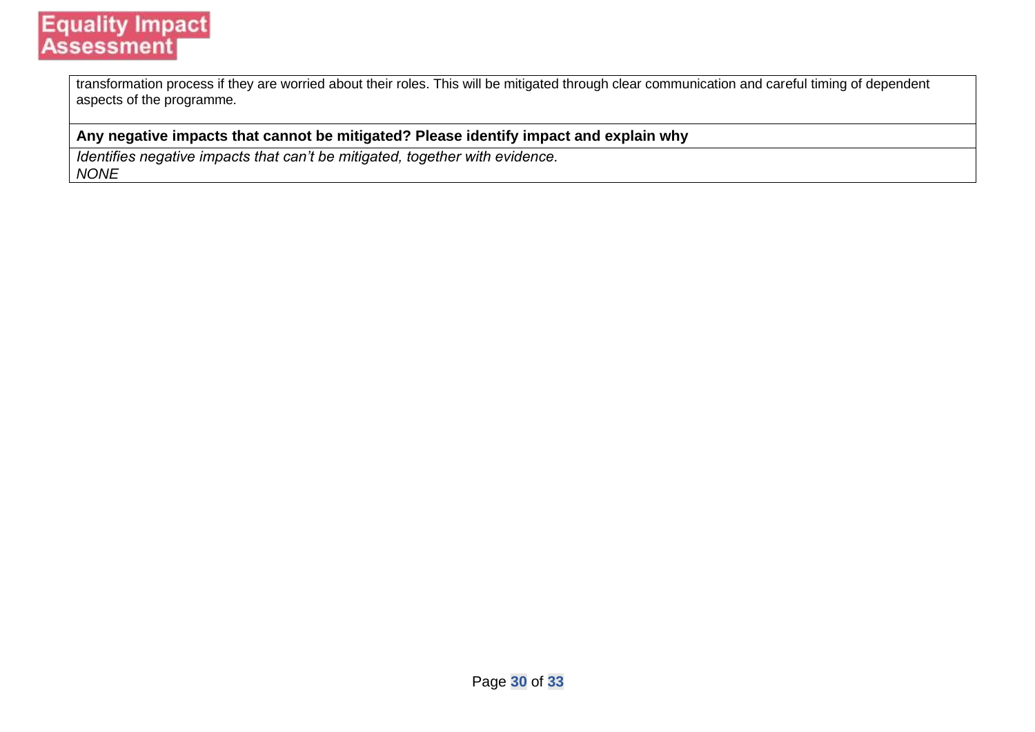transformation process if they are worried about their roles. This will be mitigated through clear communication and careful timing of dependent aspects of the programme.

**Any negative impacts that cannot be mitigated? Please identify impact and explain why**

*Identifies negative impacts that can't be mitigated, together with evidence.*
*NONE*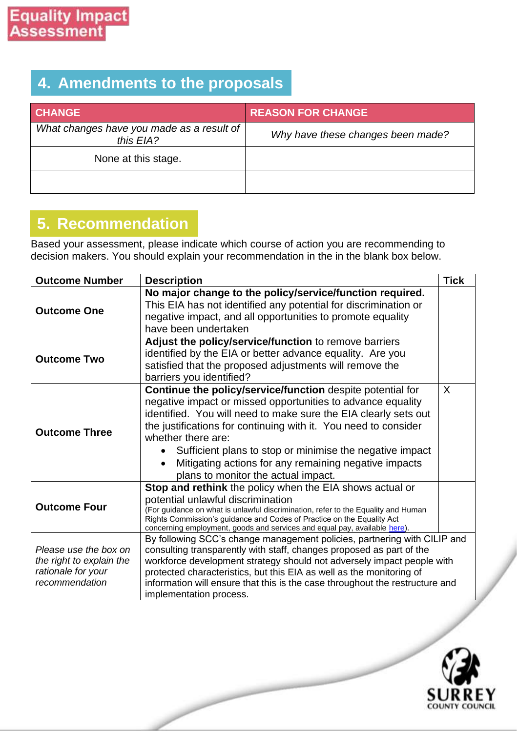## 4. Amendments to the proposals

| CHANGE | REASON FOR CHANGE |
|---|---|
| *What changes have you made as a result of this EIA?* | *Why have these changes been made?* |
| None at this stage. | |
| | |

## 5. Recommendation

Based your assessment, please indicate which course of action you are recommending to decision makers. You should explain your recommendation in the in the blank box below.

| Outcome Number | Description | Tick |
|---|---|---|
| **Outcome One** | **No major change to the policy/service/function required.** This EIA has not identified any potential for discrimination or negative impact, and all opportunities to promote equality have been undertaken | |
| **Outcome Two** | **Adjust the policy/service/function** to remove barriers identified by the EIA or better advance equality. Are you satisfied that the proposed adjustments will remove the barriers you identified? | |
| **Outcome Three** | **Continue the policy/service/function** despite potential for negative impact or missed opportunities to advance equality identified. You will need to make sure the EIA clearly sets out the justifications for continuing with it. You need to consider whether there are: • Sufficient plans to stop or minimise the negative impact • Mitigating actions for any remaining negative impacts plans to monitor the actual impact. | X |
| **Outcome Four** | **Stop and rethink** the policy when the EIA shows actual or potential unlawful discrimination (For guidance on what is unlawful discrimination, refer to the Equality and Human Rights Commission's guidance and Codes of Practice on the Equality Act concerning employment, goods and services and equal pay, available here). | |
| *Please use the box on the right to explain the rationale for your recommendation* | By following SCC's change management policies, partnering with CILIP and consulting transparently with staff, changes proposed as part of the workforce development strategy should not adversely impact people with protected characteristics, but this EIA as well as the monitoring of information will ensure that this is the case throughout the restructure and implementation process. | |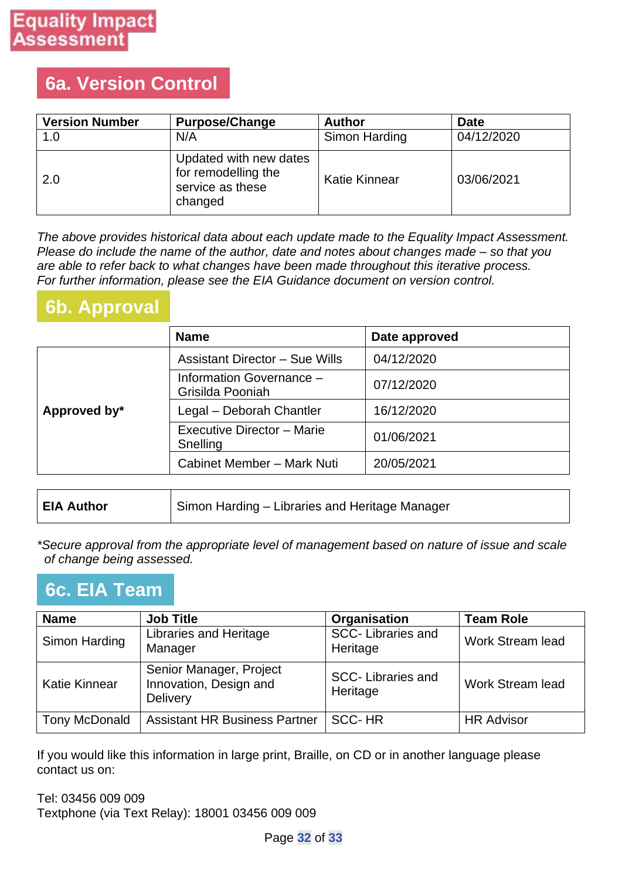Equality Impact Assessment

## 6a. Version Control

| Version Number | Purpose/Change | Author | Date |
|---|---|---|---|
| 1.0 | N/A | Simon Harding | 04/12/2020 |
| 2.0 | Updated with new dates for remodelling the service as these changed | Katie Kinnear | 03/06/2021 |

*The above provides historical data about each update made to the Equality Impact Assessment. Please do include the name of the author, date and notes about changes made – so that you are able to refer back to what changes have been made throughout this iterative process. For further information, please see the EIA Guidance document on version control.*

## 6b. Approval

| | Name | Date approved |
|---|---|---|
| **Approved by*** | Assistant Director – Sue Wills | 04/12/2020 |
| | Information Governance – Grisilda Pooniah | 07/12/2020 |
| | Legal – Deborah Chantler | 16/12/2020 |
| | Executive Director – Marie Snelling | 01/06/2021 |
| | Cabinet Member – Mark Nuti | 20/05/2021 |

| **EIA Author** | Simon Harding – Libraries and Heritage Manager |
|---|---|

*\*Secure approval from the appropriate level of management based on nature of issue and scale of change being assessed.*

## 6c. EIA Team

| Name | Job Title | Organisation | Team Role |
|---|---|---|---|
| Simon Harding | Libraries and Heritage Manager | SCC- Libraries and Heritage | Work Stream lead |
| Katie Kinnear | Senior Manager, Project Innovation, Design and Delivery | SCC- Libraries and Heritage | Work Stream lead |
| Tony McDonald | Assistant HR Business Partner | SCC- HR | HR Advisor |

If you would like this information in large print, Braille, on CD or in another language please contact us on:

Tel: 03456 009 009
Textphone (via Text Relay): 18001 03456 009 009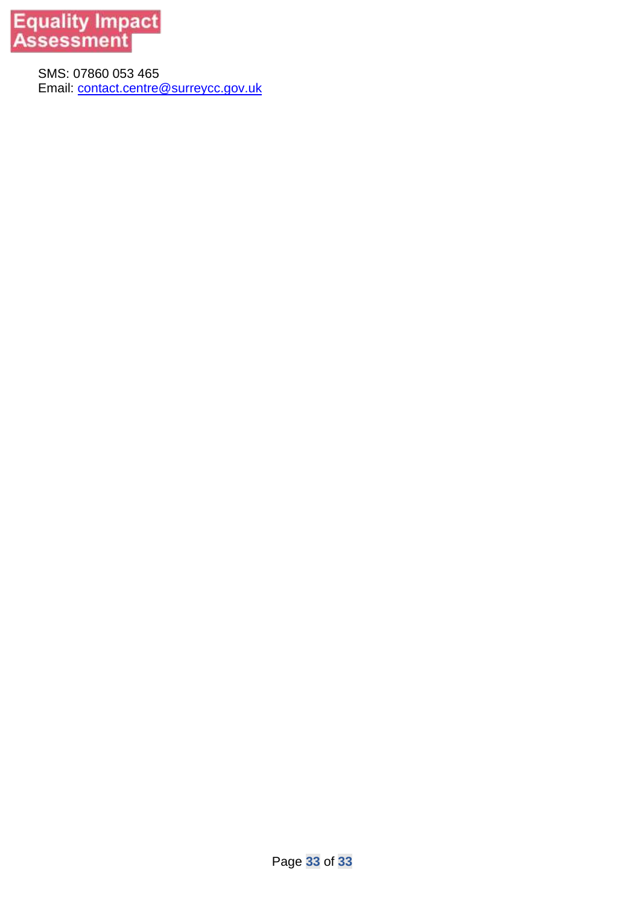SMS: 07860 053 465
Email: contact.centre@surreycc.gov.uk